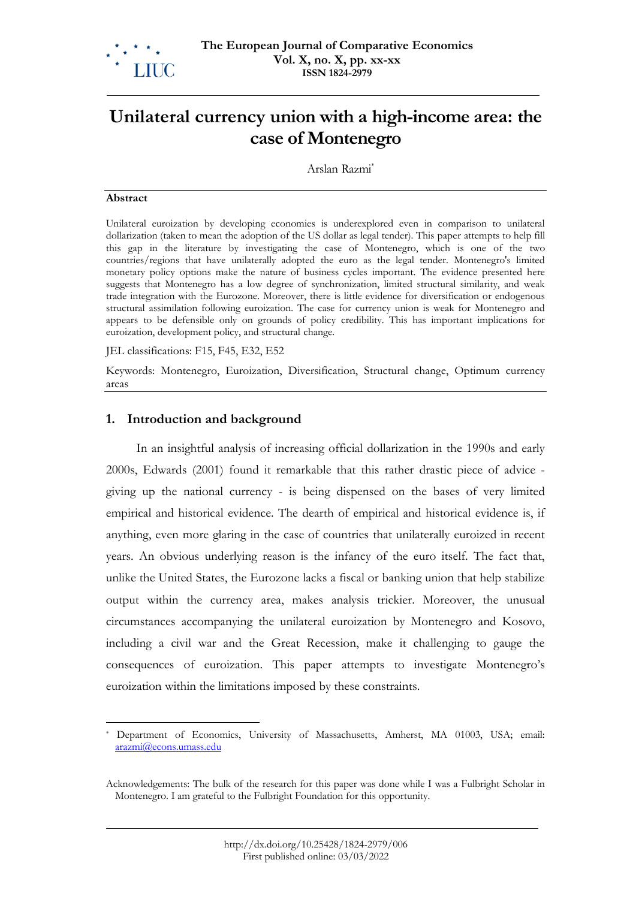# Unilateral currency union with a high-income area: the case of Montenegro

Arslan Razmi[*]

**Abstract**

Unilateral euroization by developing economies is underexplored even in comparison to unilateral dollarization (taken to mean the adoption of the US dollar as legal tender). This paper attempts to help fill this gap in the literature by investigating the case of Montenegro, which is one of the two countries/regions that have unilaterally adopted the euro as the legal tender. Montenegro's limited monetary policy options make the nature of business cycles important. The evidence presented here suggests that Montenegro has a low degree of synchronization, limited structural similarity, and weak trade integration with the Eurozone. Moreover, there is little evidence for diversification or endogenous structural assimilation following euroization. The case for currency union is weak for Montenegro and appears to be defensible only on grounds of policy credibility. This has important implications for euroization, development policy, and structural change.

JEL classifications: F15, F45, E32, E52

Keywords: Montenegro, Euroization, Diversification, Structural change, Optimum currency areas

## 1. Introduction and background

In an insightful analysis of increasing official dollarization in the 1990s and early 2000s, Edwards (2001) found it remarkable that this rather drastic piece of advice - giving up the national currency - is being dispensed on the bases of very limited empirical and historical evidence. The dearth of empirical and historical evidence is, if anything, even more glaring in the case of countries that unilaterally euroized in recent years. An obvious underlying reason is the infancy of the euro itself. The fact that, unlike the United States, the Eurozone lacks a fiscal or banking union that help stabilize output within the currency area, makes analysis trickier. Moreover, the unusual circumstances accompanying the unilateral euroization by Montenegro and Kosovo, including a civil war and the Great Recession, make it challenging to gauge the consequences of euroization. This paper attempts to investigate Montenegro's euroization within the limitations imposed by these constraints.

[*] Department of Economics, University of Massachusetts, Amherst, MA 01003, USA; email: arazmi@econs.umass.edu

Acknowledgements: The bulk of the research for this paper was done while I was a Fulbright Scholar in Montenegro. I am grateful to the Fulbright Foundation for this opportunity.

http://dx.doi.org/10.25428/1824-2979/006
First published online: 03/03/2022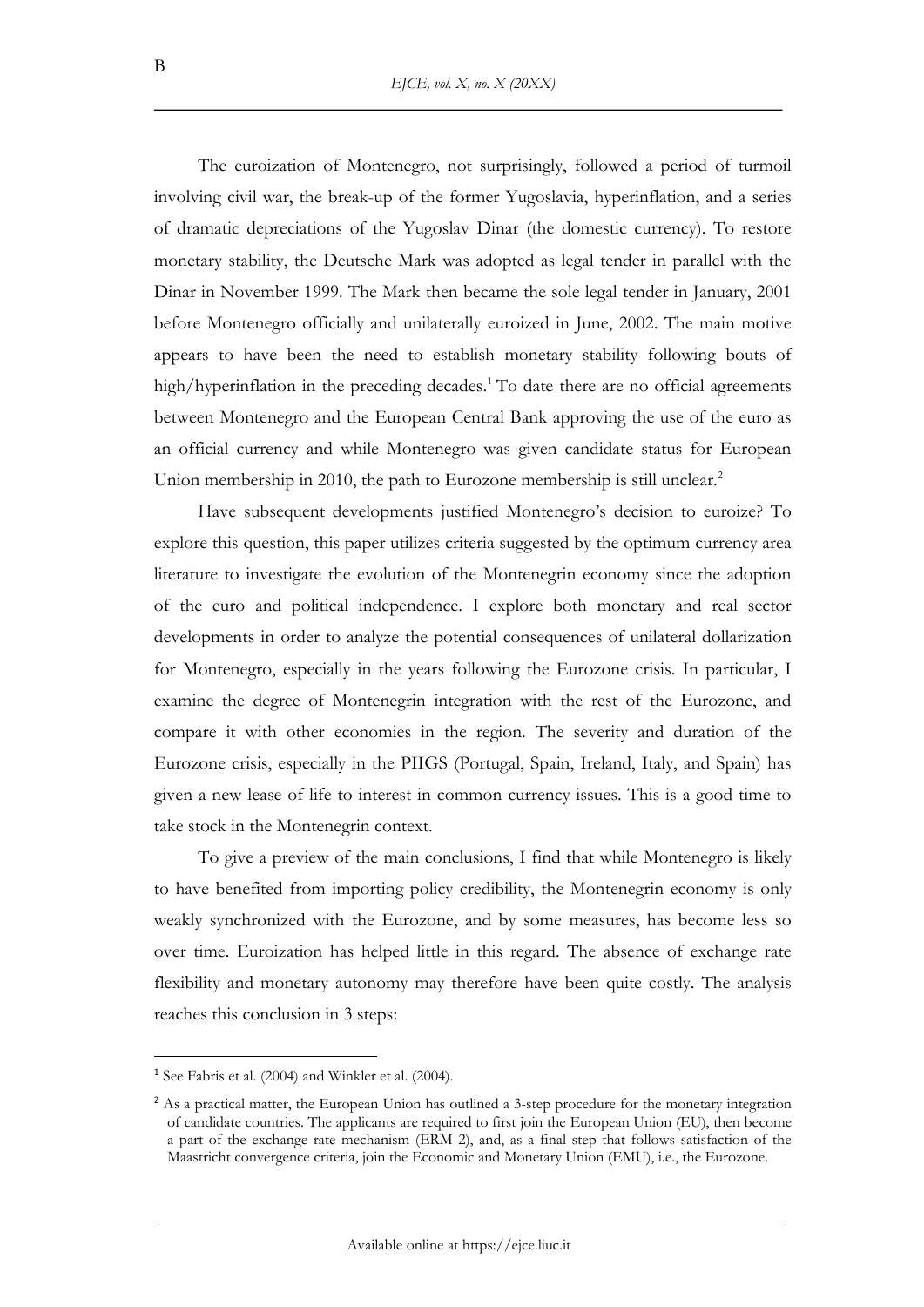The euroization of Montenegro, not surprisingly, followed a period of turmoil involving civil war, the break-up of the former Yugoslavia, hyperinflation, and a series of dramatic depreciations of the Yugoslav Dinar (the domestic currency). To restore monetary stability, the Deutsche Mark was adopted as legal tender in parallel with the Dinar in November 1999. The Mark then became the sole legal tender in January, 2001 before Montenegro officially and unilaterally euroized in June, 2002. The main motive appears to have been the need to establish monetary stability following bouts of high/hyperinflation in the preceding decades.[1] To date there are no official agreements between Montenegro and the European Central Bank approving the use of the euro as an official currency and while Montenegro was given candidate status for European Union membership in 2010, the path to Eurozone membership is still unclear.[2]

Have subsequent developments justified Montenegro's decision to euroize? To explore this question, this paper utilizes criteria suggested by the optimum currency area literature to investigate the evolution of the Montenegrin economy since the adoption of the euro and political independence. I explore both monetary and real sector developments in order to analyze the potential consequences of unilateral dollarization for Montenegro, especially in the years following the Eurozone crisis. In particular, I examine the degree of Montenegrin integration with the rest of the Eurozone, and compare it with other economies in the region. The severity and duration of the Eurozone crisis, especially in the PIIGS (Portugal, Spain, Ireland, Italy, and Spain) has given a new lease of life to interest in common currency issues. This is a good time to take stock in the Montenegrin context.

To give a preview of the main conclusions, I find that while Montenegro is likely to have benefited from importing policy credibility, the Montenegrin economy is only weakly synchronized with the Eurozone, and by some measures, has become less so over time. Euroization has helped little in this regard. The absence of exchange rate flexibility and monetary autonomy may therefore have been quite costly. The analysis reaches this conclusion in 3 steps:

---

[1] See Fabris et al. (2004) and Winkler et al. (2004).

[2] As a practical matter, the European Union has outlined a 3-step procedure for the monetary integration of candidate countries. The applicants are required to first join the European Union (EU), then become a part of the exchange rate mechanism (ERM 2), and, as a final step that follows satisfaction of the Maastricht convergence criteria, join the Economic and Monetary Union (EMU), i.e., the Eurozone.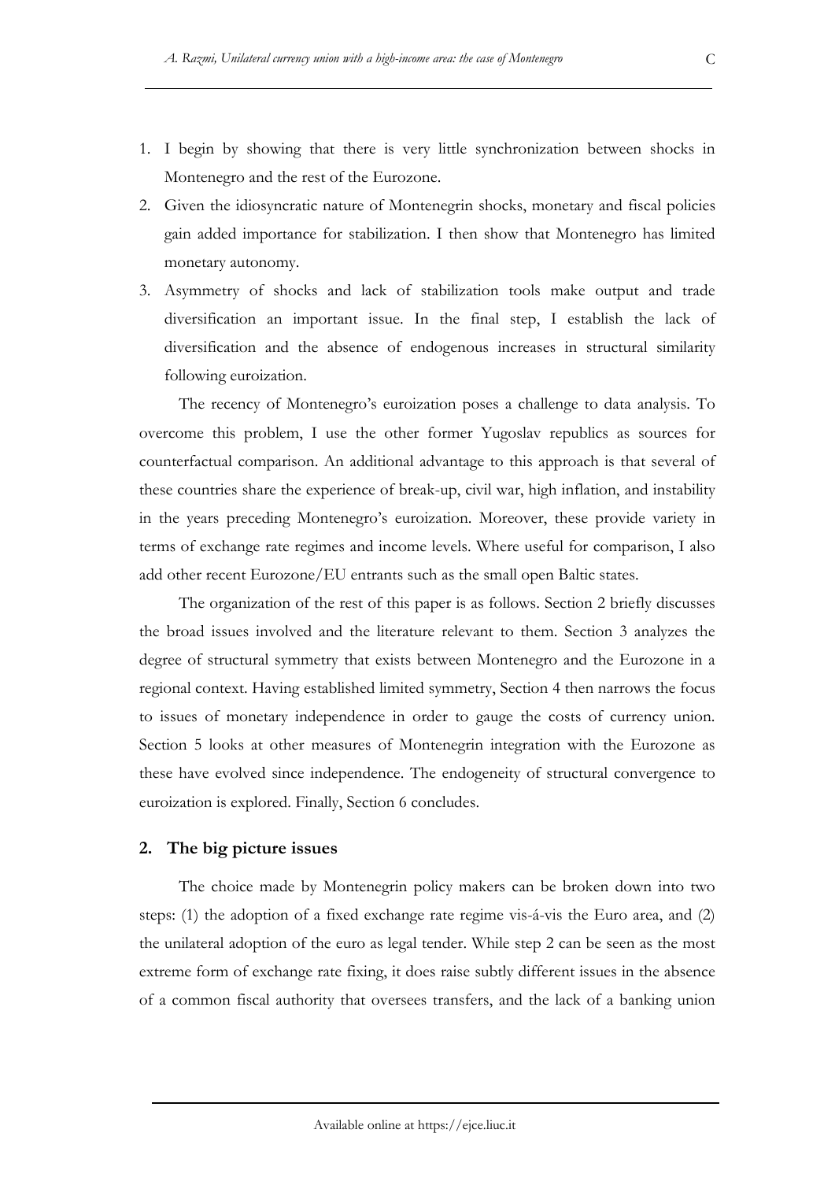1. I begin by showing that there is very little synchronization between shocks in Montenegro and the rest of the Eurozone.
2. Given the idiosyncratic nature of Montenegrin shocks, monetary and fiscal policies gain added importance for stabilization. I then show that Montenegro has limited monetary autonomy.
3. Asymmetry of shocks and lack of stabilization tools make output and trade diversification an important issue. In the final step, I establish the lack of diversification and the absence of endogenous increases in structural similarity following euroization.

The recency of Montenegro's euroization poses a challenge to data analysis. To overcome this problem, I use the other former Yugoslav republics as sources for counterfactual comparison. An additional advantage to this approach is that several of these countries share the experience of break-up, civil war, high inflation, and instability in the years preceding Montenegro's euroization. Moreover, these provide variety in terms of exchange rate regimes and income levels. Where useful for comparison, I also add other recent Eurozone/EU entrants such as the small open Baltic states.

The organization of the rest of this paper is as follows. Section 2 briefly discusses the broad issues involved and the literature relevant to them. Section 3 analyzes the degree of structural symmetry that exists between Montenegro and the Eurozone in a regional context. Having established limited symmetry, Section 4 then narrows the focus to issues of monetary independence in order to gauge the costs of currency union. Section 5 looks at other measures of Montenegrin integration with the Eurozone as these have evolved since independence. The endogeneity of structural convergence to euroization is explored. Finally, Section 6 concludes.

## 2. The big picture issues

The choice made by Montenegrin policy makers can be broken down into two steps: (1) the adoption of a fixed exchange rate regime vis-á-vis the Euro area, and (2) the unilateral adoption of the euro as legal tender. While step 2 can be seen as the most extreme form of exchange rate fixing, it does raise subtly different issues in the absence of a common fiscal authority that oversees transfers, and the lack of a banking union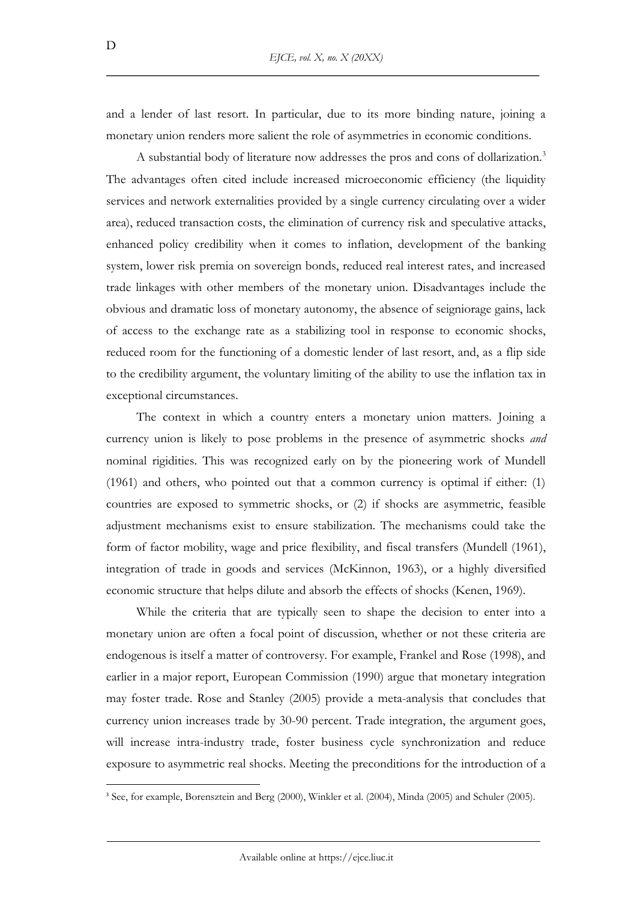and a lender of last resort. In particular, due to its more binding nature, joining a monetary union renders more salient the role of asymmetries in economic conditions.

A substantial body of literature now addresses the pros and cons of dollarization.[3] The advantages often cited include increased microeconomic efficiency (the liquidity services and network externalities provided by a single currency circulating over a wider area), reduced transaction costs, the elimination of currency risk and speculative attacks, enhanced policy credibility when it comes to inflation, development of the banking system, lower risk premia on sovereign bonds, reduced real interest rates, and increased trade linkages with other members of the monetary union. Disadvantages include the obvious and dramatic loss of monetary autonomy, the absence of seigniorage gains, lack of access to the exchange rate as a stabilizing tool in response to economic shocks, reduced room for the functioning of a domestic lender of last resort, and, as a flip side to the credibility argument, the voluntary limiting of the ability to use the inflation tax in exceptional circumstances.

The context in which a country enters a monetary union matters. Joining a currency union is likely to pose problems in the presence of asymmetric shocks *and* nominal rigidities. This was recognized early on by the pioneering work of Mundell (1961) and others, who pointed out that a common currency is optimal if either: (1) countries are exposed to symmetric shocks, or (2) if shocks are asymmetric, feasible adjustment mechanisms exist to ensure stabilization. The mechanisms could take the form of factor mobility, wage and price flexibility, and fiscal transfers (Mundell (1961), integration of trade in goods and services (McKinnon, 1963), or a highly diversified economic structure that helps dilute and absorb the effects of shocks (Kenen, 1969).

While the criteria that are typically seen to shape the decision to enter into a monetary union are often a focal point of discussion, whether or not these criteria are endogenous is itself a matter of controversy. For example, Frankel and Rose (1998), and earlier in a major report, European Commission (1990) argue that monetary integration may foster trade. Rose and Stanley (2005) provide a meta-analysis that concludes that currency union increases trade by 30-90 percent. Trade integration, the argument goes, will increase intra-industry trade, foster business cycle synchronization and reduce exposure to asymmetric real shocks. Meeting the preconditions for the introduction of a

[3] See, for example, Borensztein and Berg (2000), Winkler et al. (2004), Minda (2005) and Schuler (2005).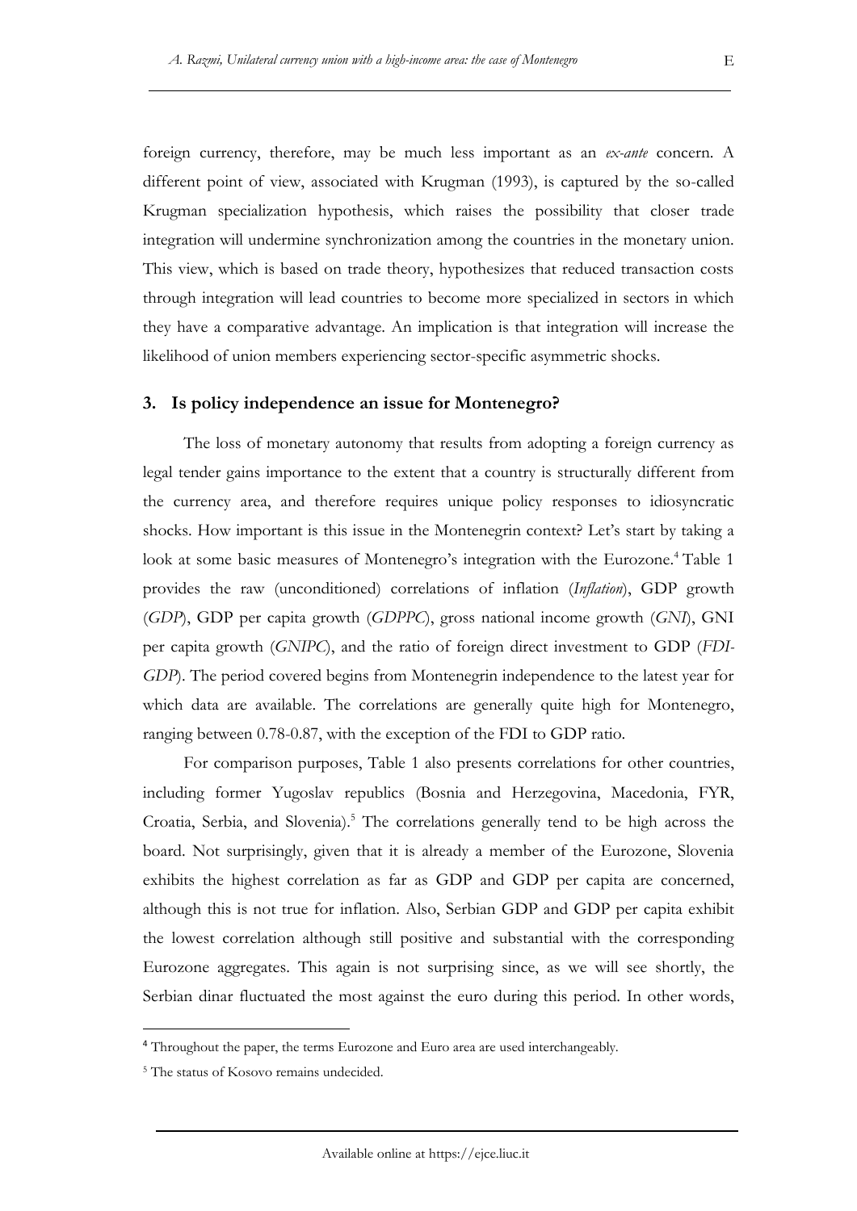foreign currency, therefore, may be much less important as an *ex-ante* concern. A different point of view, associated with Krugman (1993), is captured by the so-called Krugman specialization hypothesis, which raises the possibility that closer trade integration will undermine synchronization among the countries in the monetary union. This view, which is based on trade theory, hypothesizes that reduced transaction costs through integration will lead countries to become more specialized in sectors in which they have a comparative advantage. An implication is that integration will increase the likelihood of union members experiencing sector-specific asymmetric shocks.

## 3. Is policy independence an issue for Montenegro?

The loss of monetary autonomy that results from adopting a foreign currency as legal tender gains importance to the extent that a country is structurally different from the currency area, and therefore requires unique policy responses to idiosyncratic shocks. How important is this issue in the Montenegrin context? Let's start by taking a look at some basic measures of Montenegro's integration with the Eurozone.[4] Table 1 provides the raw (unconditioned) correlations of inflation (*Inflation*), GDP growth (*GDP*), GDP per capita growth (*GDPPC*), gross national income growth (*GNI*), GNI per capita growth (*GNIPC*), and the ratio of foreign direct investment to GDP (*FDI-GDP*). The period covered begins from Montenegrin independence to the latest year for which data are available. The correlations are generally quite high for Montenegro, ranging between 0.78-0.87, with the exception of the FDI to GDP ratio.

For comparison purposes, Table 1 also presents correlations for other countries, including former Yugoslav republics (Bosnia and Herzegovina, Macedonia, FYR, Croatia, Serbia, and Slovenia).[5] The correlations generally tend to be high across the board. Not surprisingly, given that it is already a member of the Eurozone, Slovenia exhibits the highest correlation as far as GDP and GDP per capita are concerned, although this is not true for inflation. Also, Serbian GDP and GDP per capita exhibit the lowest correlation although still positive and substantial with the corresponding Eurozone aggregates. This again is not surprising since, as we will see shortly, the Serbian dinar fluctuated the most against the euro during this period. In other words,

[4] Throughout the paper, the terms Eurozone and Euro area are used interchangeably.

[5] The status of Kosovo remains undecided.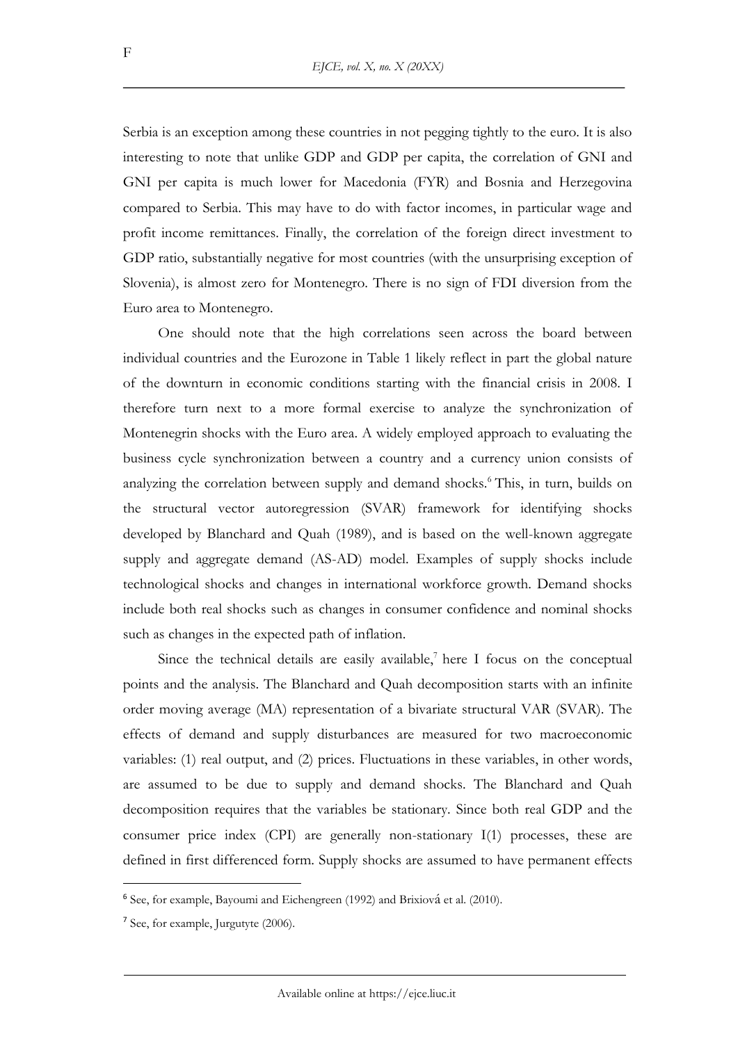Serbia is an exception among these countries in not pegging tightly to the euro. It is also interesting to note that unlike GDP and GDP per capita, the correlation of GNI and GNI per capita is much lower for Macedonia (FYR) and Bosnia and Herzegovina compared to Serbia. This may have to do with factor incomes, in particular wage and profit income remittances. Finally, the correlation of the foreign direct investment to GDP ratio, substantially negative for most countries (with the unsurprising exception of Slovenia), is almost zero for Montenegro. There is no sign of FDI diversion from the Euro area to Montenegro.

One should note that the high correlations seen across the board between individual countries and the Eurozone in Table 1 likely reflect in part the global nature of the downturn in economic conditions starting with the financial crisis in 2008. I therefore turn next to a more formal exercise to analyze the synchronization of Montenegrin shocks with the Euro area. A widely employed approach to evaluating the business cycle synchronization between a country and a currency union consists of analyzing the correlation between supply and demand shocks.[6] This, in turn, builds on the structural vector autoregression (SVAR) framework for identifying shocks developed by Blanchard and Quah (1989), and is based on the well-known aggregate supply and aggregate demand (AS-AD) model. Examples of supply shocks include technological shocks and changes in international workforce growth. Demand shocks include both real shocks such as changes in consumer confidence and nominal shocks such as changes in the expected path of inflation.

Since the technical details are easily available,[7] here I focus on the conceptual points and the analysis. The Blanchard and Quah decomposition starts with an infinite order moving average (MA) representation of a bivariate structural VAR (SVAR). The effects of demand and supply disturbances are measured for two macroeconomic variables: (1) real output, and (2) prices. Fluctuations in these variables, in other words, are assumed to be due to supply and demand shocks. The Blanchard and Quah decomposition requires that the variables be stationary. Since both real GDP and the consumer price index (CPI) are generally non-stationary I(1) processes, these are defined in first differenced form. Supply shocks are assumed to have permanent effects

---

[6] See, for example, Bayoumi and Eichengreen (1992) and Brixiová et al. (2010).

[7] See, for example, Jurgutyte (2006).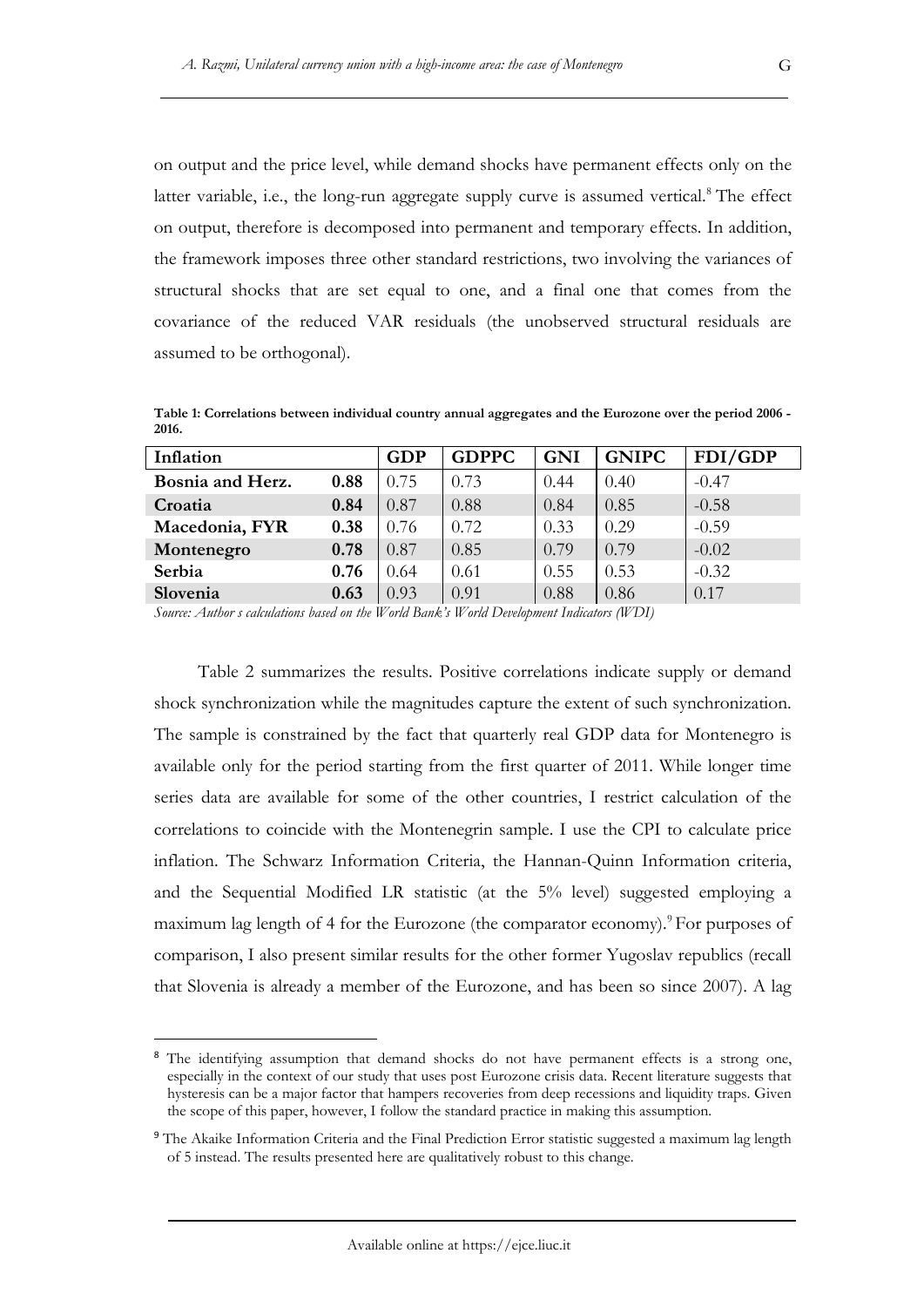on output and the price level, while demand shocks have permanent effects only on the latter variable, i.e., the long-run aggregate supply curve is assumed vertical.[8] The effect on output, therefore is decomposed into permanent and temporary effects. In addition, the framework imposes three other standard restrictions, two involving the variances of structural shocks that are set equal to one, and a final one that comes from the covariance of the reduced VAR residuals (the unobserved structural residuals are assumed to be orthogonal).

**Table 1: Correlations between individual country annual aggregates and the Eurozone over the period 2006 - 2016.**

| | Inflation | GDP | GDPPC | GNI | GNIPC | FDI/GDP |
|---|---|---|---|---|---|---|
| **Bosnia and Herz.** | **0.88** | 0.75 | 0.73 | 0.44 | 0.40 | -0.47 |
| **Croatia** | **0.84** | 0.87 | 0.88 | 0.84 | 0.85 | -0.58 |
| **Macedonia, FYR** | **0.38** | 0.76 | 0.72 | 0.33 | 0.29 | -0.59 |
| **Montenegro** | **0.78** | 0.87 | 0.85 | 0.79 | 0.79 | -0.02 |
| **Serbia** | **0.76** | 0.64 | 0.61 | 0.55 | 0.53 | -0.32 |
| **Slovenia** | **0.63** | 0.93 | 0.91 | 0.88 | 0.86 | 0.17 |

*Source: Author s calculations based on the World Bank's World Development Indicators (WDI)*

Table 2 summarizes the results. Positive correlations indicate supply or demand shock synchronization while the magnitudes capture the extent of such synchronization. The sample is constrained by the fact that quarterly real GDP data for Montenegro is available only for the period starting from the first quarter of 2011. While longer time series data are available for some of the other countries, I restrict calculation of the correlations to coincide with the Montenegrin sample. I use the CPI to calculate price inflation. The Schwarz Information Criteria, the Hannan-Quinn Information criteria, and the Sequential Modified LR statistic (at the 5% level) suggested employing a maximum lag length of 4 for the Eurozone (the comparator economy).[9] For purposes of comparison, I also present similar results for the other former Yugoslav republics (recall that Slovenia is already a member of the Eurozone, and has been so since 2007). A lag

---

[8] The identifying assumption that demand shocks do not have permanent effects is a strong one, especially in the context of our study that uses post Eurozone crisis data. Recent literature suggests that hysteresis can be a major factor that hampers recoveries from deep recessions and liquidity traps. Given the scope of this paper, however, I follow the standard practice in making this assumption.

[9] The Akaike Information Criteria and the Final Prediction Error statistic suggested a maximum lag length of 5 instead. The results presented here are qualitatively robust to this change.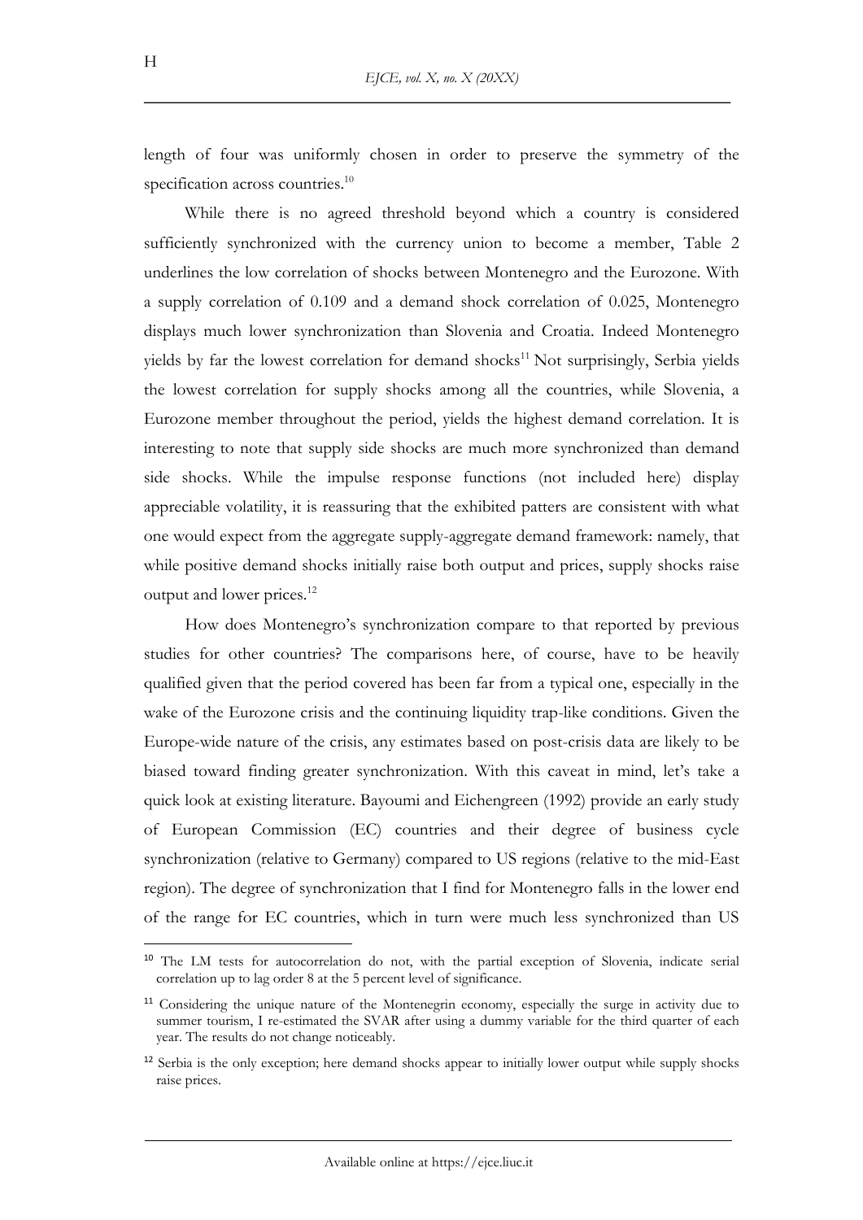length of four was uniformly chosen in order to preserve the symmetry of the specification across countries.[10]

While there is no agreed threshold beyond which a country is considered sufficiently synchronized with the currency union to become a member, Table 2 underlines the low correlation of shocks between Montenegro and the Eurozone. With a supply correlation of 0.109 and a demand shock correlation of 0.025, Montenegro displays much lower synchronization than Slovenia and Croatia. Indeed Montenegro yields by far the lowest correlation for demand shocks[11] Not surprisingly, Serbia yields the lowest correlation for supply shocks among all the countries, while Slovenia, a Eurozone member throughout the period, yields the highest demand correlation. It is interesting to note that supply side shocks are much more synchronized than demand side shocks. While the impulse response functions (not included here) display appreciable volatility, it is reassuring that the exhibited patters are consistent with what one would expect from the aggregate supply-aggregate demand framework: namely, that while positive demand shocks initially raise both output and prices, supply shocks raise output and lower prices.[12]

How does Montenegro's synchronization compare to that reported by previous studies for other countries? The comparisons here, of course, have to be heavily qualified given that the period covered has been far from a typical one, especially in the wake of the Eurozone crisis and the continuing liquidity trap-like conditions. Given the Europe-wide nature of the crisis, any estimates based on post-crisis data are likely to be biased toward finding greater synchronization. With this caveat in mind, let's take a quick look at existing literature. Bayoumi and Eichengreen (1992) provide an early study of European Commission (EC) countries and their degree of business cycle synchronization (relative to Germany) compared to US regions (relative to the mid-East region). The degree of synchronization that I find for Montenegro falls in the lower end of the range for EC countries, which in turn were much less synchronized than US

[10] The LM tests for autocorrelation do not, with the partial exception of Slovenia, indicate serial correlation up to lag order 8 at the 5 percent level of significance.

[11] Considering the unique nature of the Montenegrin economy, especially the surge in activity due to summer tourism, I re-estimated the SVAR after using a dummy variable for the third quarter of each year. The results do not change noticeably.

[12] Serbia is the only exception; here demand shocks appear to initially lower output while supply shocks raise prices.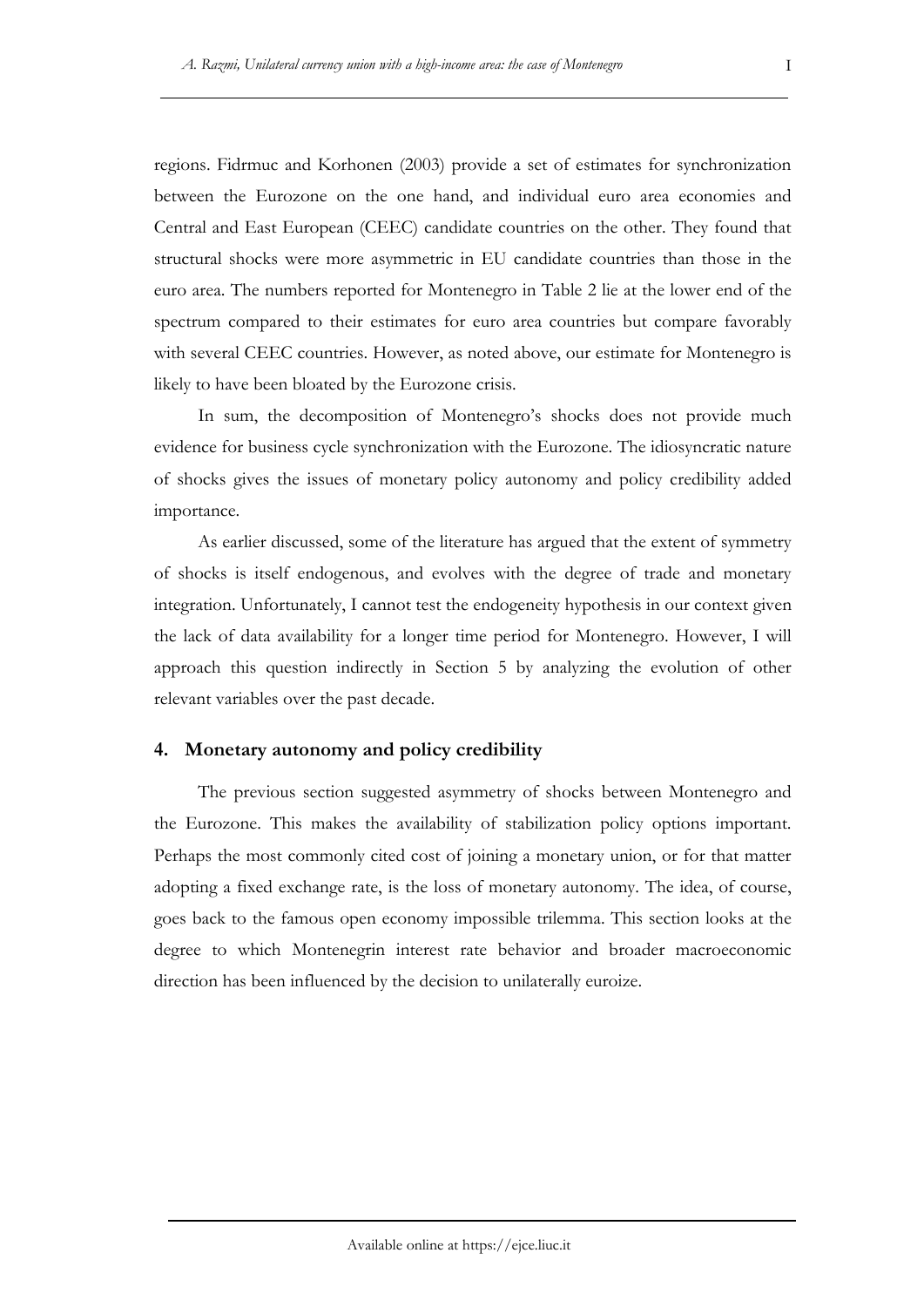regions. Fidrmuc and Korhonen (2003) provide a set of estimates for synchronization between the Eurozone on the one hand, and individual euro area economies and Central and East European (CEEC) candidate countries on the other. They found that structural shocks were more asymmetric in EU candidate countries than those in the euro area. The numbers reported for Montenegro in Table 2 lie at the lower end of the spectrum compared to their estimates for euro area countries but compare favorably with several CEEC countries. However, as noted above, our estimate for Montenegro is likely to have been bloated by the Eurozone crisis.

In sum, the decomposition of Montenegro's shocks does not provide much evidence for business cycle synchronization with the Eurozone. The idiosyncratic nature of shocks gives the issues of monetary policy autonomy and policy credibility added importance.

As earlier discussed, some of the literature has argued that the extent of symmetry of shocks is itself endogenous, and evolves with the degree of trade and monetary integration. Unfortunately, I cannot test the endogeneity hypothesis in our context given the lack of data availability for a longer time period for Montenegro. However, I will approach this question indirectly in Section 5 by analyzing the evolution of other relevant variables over the past decade.

## 4. Monetary autonomy and policy credibility

The previous section suggested asymmetry of shocks between Montenegro and the Eurozone. This makes the availability of stabilization policy options important. Perhaps the most commonly cited cost of joining a monetary union, or for that matter adopting a fixed exchange rate, is the loss of monetary autonomy. The idea, of course, goes back to the famous open economy impossible trilemma. This section looks at the degree to which Montenegrin interest rate behavior and broader macroeconomic direction has been influenced by the decision to unilaterally euroize.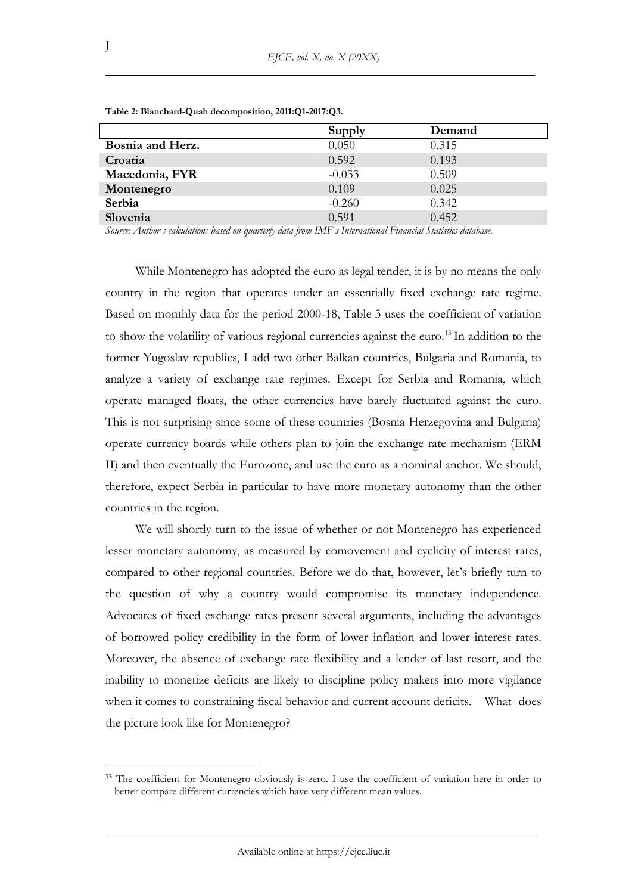**Table 2: Blanchard-Quah decomposition, 2011:Q1-2017:Q3.**

| | Supply | Demand |
|---|---|---|
| **Bosnia and Herz.** | 0.050 | 0.315 |
| **Croatia** | 0.592 | 0.193 |
| **Macedonia, FYR** | -0.033 | 0.509 |
| **Montenegro** | 0.109 | 0.025 |
| **Serbia** | -0.260 | 0.342 |
| **Slovenia** | 0.591 | 0.452 |

*Source: Author s calculations based on quarterly data from IMF s International Financial Statistics database.*

While Montenegro has adopted the euro as legal tender, it is by no means the only country in the region that operates under an essentially fixed exchange rate regime. Based on monthly data for the period 2000-18, Table 3 uses the coefficient of variation to show the volatility of various regional currencies against the euro.[13] In addition to the former Yugoslav republics, I add two other Balkan countries, Bulgaria and Romania, to analyze a variety of exchange rate regimes. Except for Serbia and Romania, which operate managed floats, the other currencies have barely fluctuated against the euro. This is not surprising since some of these countries (Bosnia Herzegovina and Bulgaria) operate currency boards while others plan to join the exchange rate mechanism (ERM II) and then eventually the Eurozone, and use the euro as a nominal anchor. We should, therefore, expect Serbia in particular to have more monetary autonomy than the other countries in the region.

We will shortly turn to the issue of whether or not Montenegro has experienced lesser monetary autonomy, as measured by comovement and cyclicity of interest rates, compared to other regional countries. Before we do that, however, let's briefly turn to the question of why a country would compromise its monetary independence. Advocates of fixed exchange rates present several arguments, including the advantages of borrowed policy credibility in the form of lower inflation and lower interest rates. Moreover, the absence of exchange rate flexibility and a lender of last resort, and the inability to monetize deficits are likely to discipline policy makers into more vigilance when it comes to constraining fiscal behavior and current account deficits. What does the picture look like for Montenegro?

[13] The coefficient for Montenegro obviously is zero. I use the coefficient of variation here in order to better compare different currencies which have very different mean values.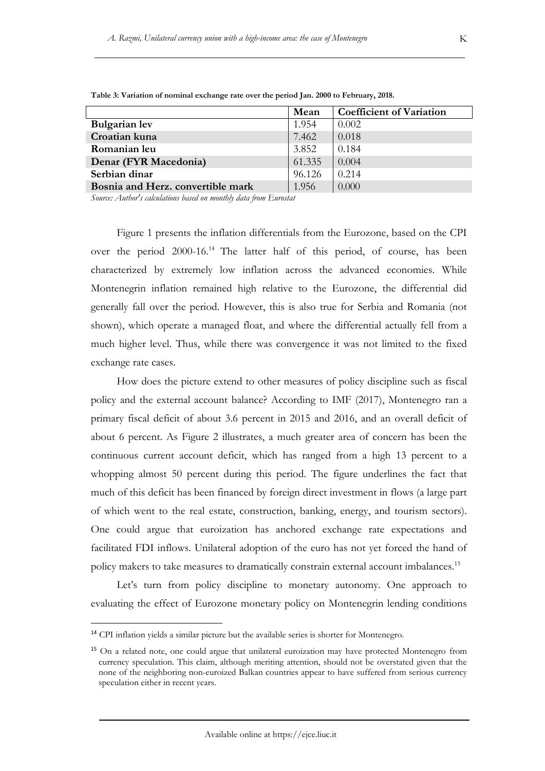**Table 3: Variation of nominal exchange rate over the period Jan. 2000 to February, 2018.**

| | Mean | Coefficient of Variation |
|---|---|---|
| **Bulgarian lev** | 1.954 | 0.002 |
| **Croatian kuna** | 7.462 | 0.018 |
| **Romanian leu** | 3.852 | 0.184 |
| **Denar (FYR Macedonia)** | 61.335 | 0.004 |
| **Serbian dinar** | 96.126 | 0.214 |
| **Bosnia and Herz. convertible mark** | 1.956 | 0.000 |

*Source: Author's calculations based on monthly data from Eurostat*

Figure 1 presents the inflation differentials from the Eurozone, based on the CPI over the period 2000-16.[14] The latter half of this period, of course, has been characterized by extremely low inflation across the advanced economies. While Montenegrin inflation remained high relative to the Eurozone, the differential did generally fall over the period. However, this is also true for Serbia and Romania (not shown), which operate a managed float, and where the differential actually fell from a much higher level. Thus, while there was convergence it was not limited to the fixed exchange rate cases.

How does the picture extend to other measures of policy discipline such as fiscal policy and the external account balance? According to IMF (2017), Montenegro ran a primary fiscal deficit of about 3.6 percent in 2015 and 2016, and an overall deficit of about 6 percent. As Figure 2 illustrates, a much greater area of concern has been the continuous current account deficit, which has ranged from a high 13 percent to a whopping almost 50 percent during this period. The figure underlines the fact that much of this deficit has been financed by foreign direct investment in flows (a large part of which went to the real estate, construction, banking, energy, and tourism sectors). One could argue that euroization has anchored exchange rate expectations and facilitated FDI inflows. Unilateral adoption of the euro has not yet forced the hand of policy makers to take measures to dramatically constrain external account imbalances.[15]

Let's turn from policy discipline to monetary autonomy. One approach to evaluating the effect of Eurozone monetary policy on Montenegrin lending conditions

---

[14] CPI inflation yields a similar picture but the available series is shorter for Montenegro.

[15] On a related note, one could argue that unilateral euroization may have protected Montenegro from currency speculation. This claim, although meriting attention, should not be overstated given that the none of the neighboring non-euroized Balkan countries appear to have suffered from serious currency speculation either in recent years.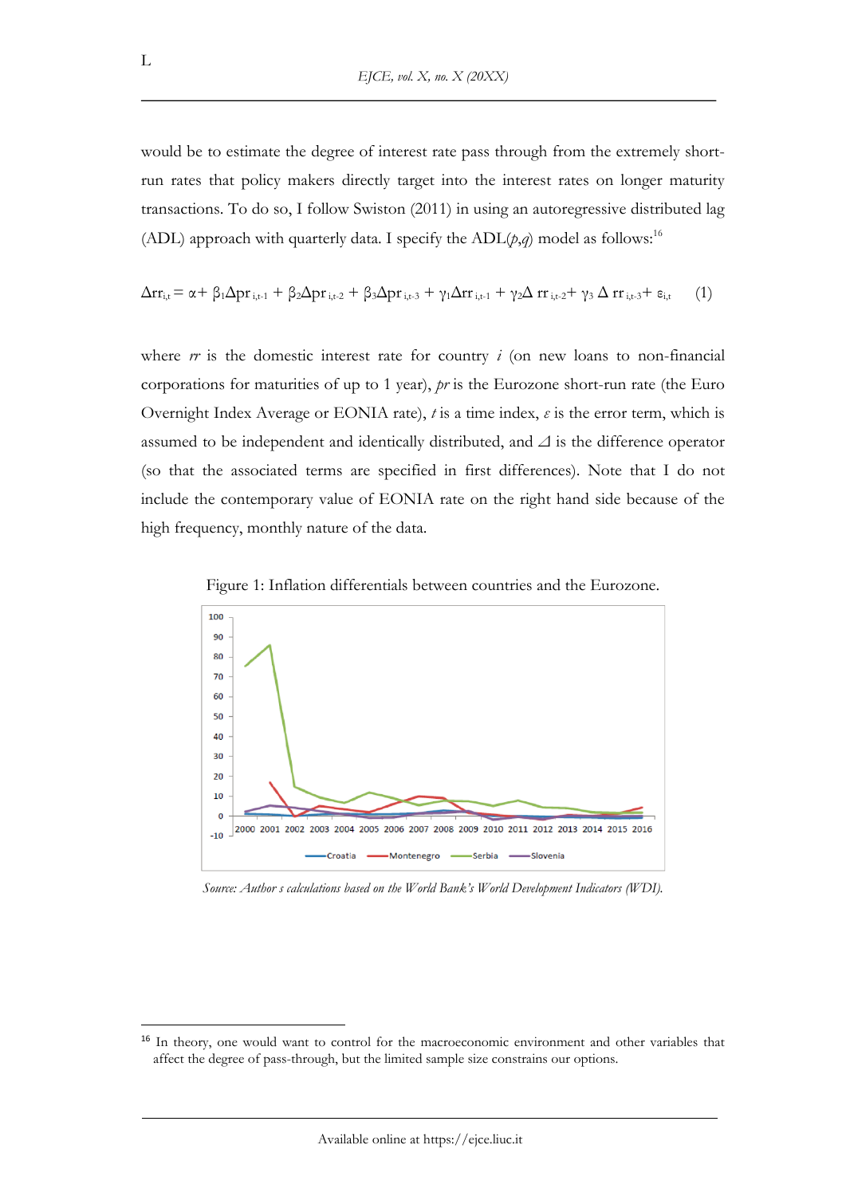would be to estimate the degree of interest rate pass through from the extremely short-run rates that policy makers directly target into the interest rates on longer maturity transactions. To do so, I follow Swiston (2011) in using an autoregressive distributed lag (ADL) approach with quarterly data. I specify the ADL(*p*,*q*) model as follows:[16]

$$\Delta rr_{i,t} = \alpha + \beta_1 \Delta pr_{i,t-1} + \beta_2 \Delta pr_{i,t-2} + \beta_3 \Delta pr_{i,t-3} + \gamma_1 \Delta rr_{i,t-1} + \gamma_2 \Delta rr_{i,t-2} + \gamma_3 \Delta rr_{i,t-3} + \varepsilon_{i,t} \qquad (1)$$

where *rr* is the domestic interest rate for country *i* (on new loans to non-financial corporations for maturities of up to 1 year), *pr* is the Eurozone short-run rate (the Euro Overnight Index Average or EONIA rate), *t* is a time index, *ε* is the error term, which is assumed to be independent and identically distributed, and *⊿* is the difference operator (so that the associated terms are specified in first differences). Note that I do not include the contemporary value of EONIA rate on the right hand side because of the high frequency, monthly nature of the data.

Figure 1: Inflation differentials between countries and the Eurozone.

*Source: Author s calculations based on the World Bank's World Development Indicators (WDI).*

[16] In theory, one would want to control for the macroeconomic environment and other variables that affect the degree of pass-through, but the limited sample size constrains our options.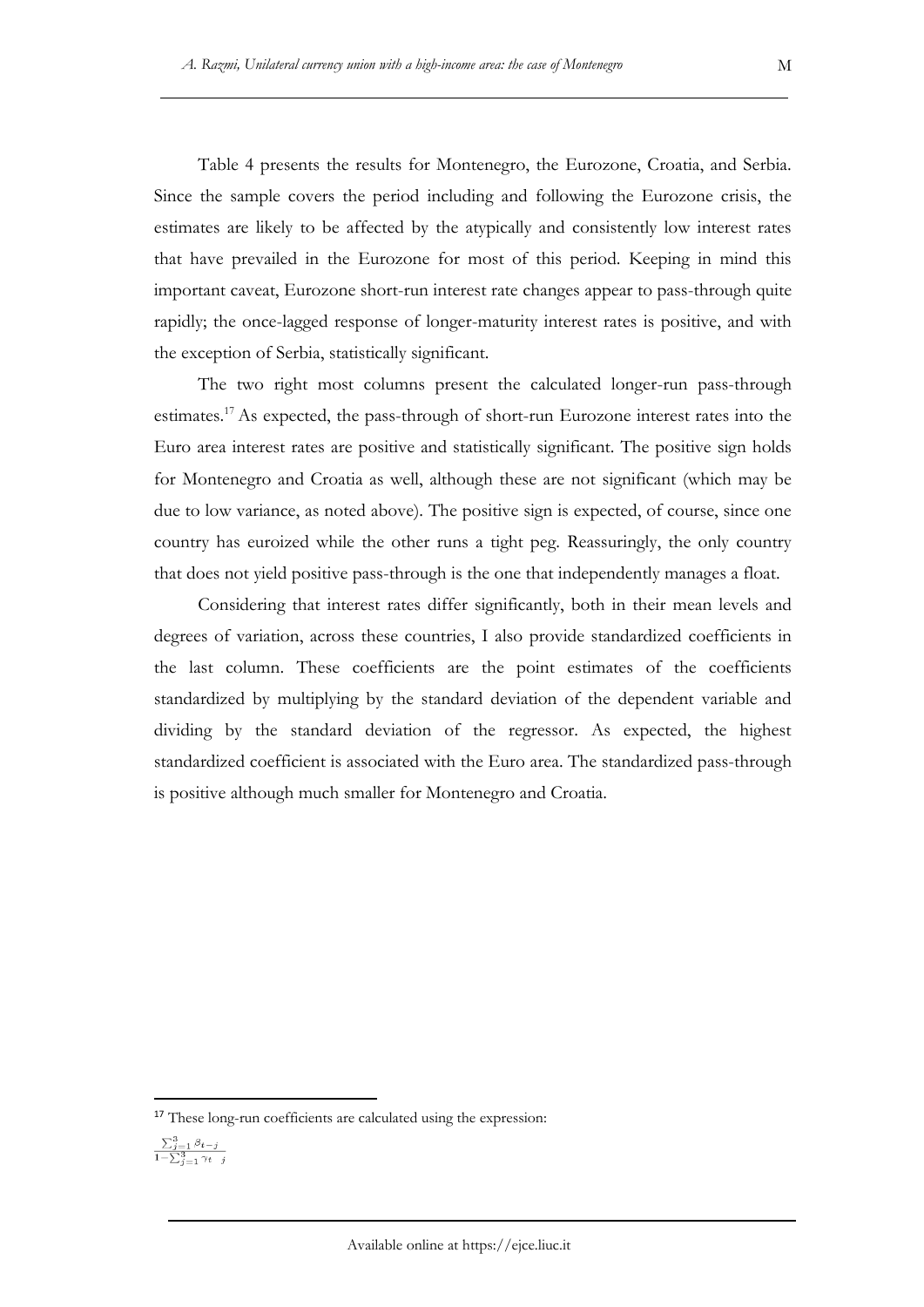Table 4 presents the results for Montenegro, the Eurozone, Croatia, and Serbia. Since the sample covers the period including and following the Eurozone crisis, the estimates are likely to be affected by the atypically and consistently low interest rates that have prevailed in the Eurozone for most of this period. Keeping in mind this important caveat, Eurozone short-run interest rate changes appear to pass-through quite rapidly; the once-lagged response of longer-maturity interest rates is positive, and with the exception of Serbia, statistically significant.

The two right most columns present the calculated longer-run pass-through estimates.[17] As expected, the pass-through of short-run Eurozone interest rates into the Euro area interest rates are positive and statistically significant. The positive sign holds for Montenegro and Croatia as well, although these are not significant (which may be due to low variance, as noted above). The positive sign is expected, of course, since one country has euroized while the other runs a tight peg. Reassuringly, the only country that does not yield positive pass-through is the one that independently manages a float.

Considering that interest rates differ significantly, both in their mean levels and degrees of variation, across these countries, I also provide standardized coefficients in the last column. These coefficients are the point estimates of the coefficients standardized by multiplying by the standard deviation of the dependent variable and dividing by the standard deviation of the regressor. As expected, the highest standardized coefficient is associated with the Euro area. The standardized pass-through is positive although much smaller for Montenegro and Croatia.

---

[17] These long-run coefficients are calculated using the expression:

$$\frac{\sum_{j=1}^{3} \beta_{t-j}}{1-\sum_{j=1}^{3} \gamma_{t-j}}$$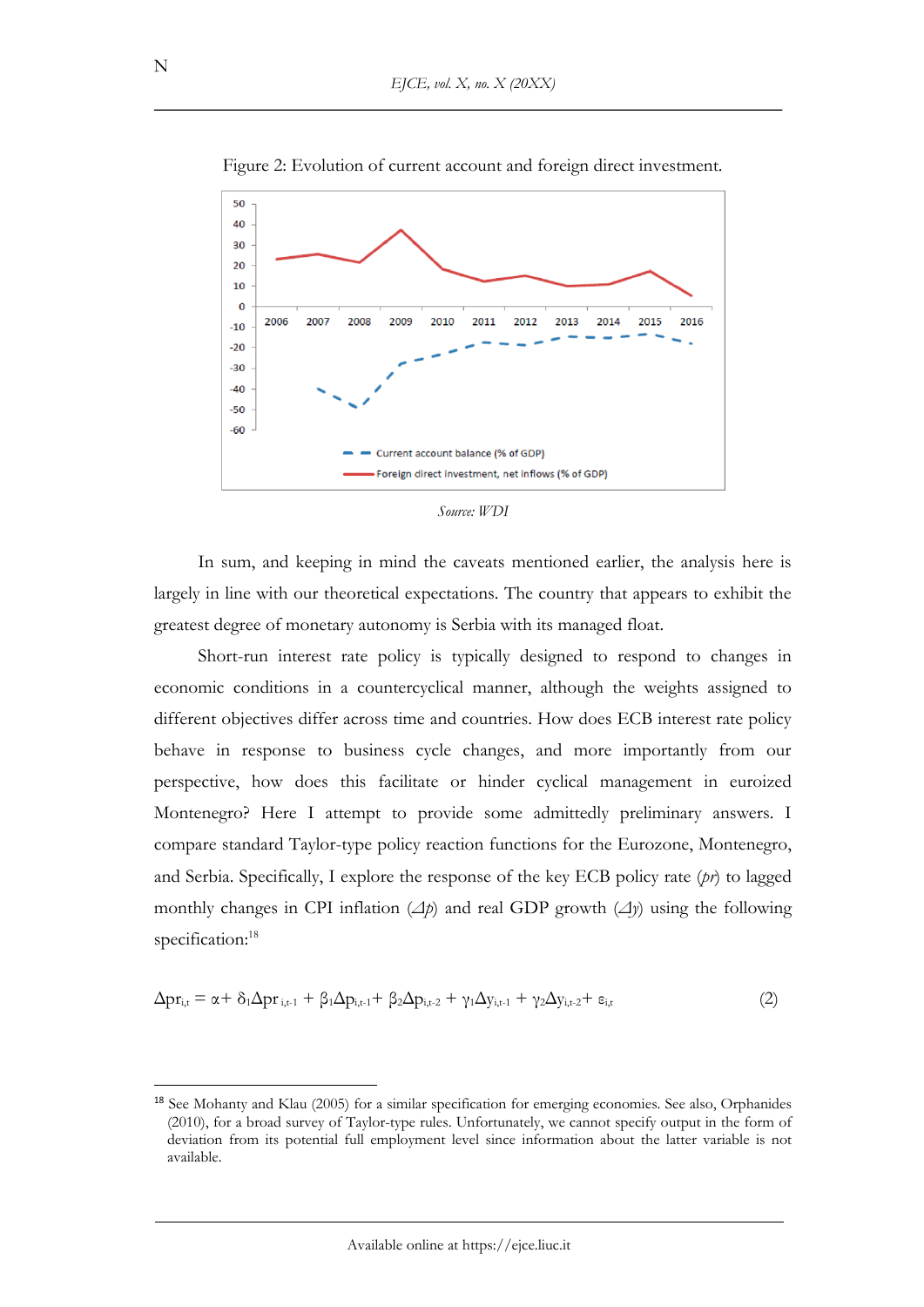Figure 2: Evolution of current account and foreign direct investment.

*Source: WDI*

In sum, and keeping in mind the caveats mentioned earlier, the analysis here is largely in line with our theoretical expectations. The country that appears to exhibit the greatest degree of monetary autonomy is Serbia with its managed float.

Short-run interest rate policy is typically designed to respond to changes in economic conditions in a countercyclical manner, although the weights assigned to different objectives differ across time and countries. How does ECB interest rate policy behave in response to business cycle changes, and more importantly from our perspective, how does this facilitate or hinder cyclical management in euroized Montenegro? Here I attempt to provide some admittedly preliminary answers. I compare standard Taylor-type policy reaction functions for the Eurozone, Montenegro, and Serbia. Specifically, I explore the response of the key ECB policy rate (*pr*) to lagged monthly changes in CPI inflation ($\Delta p$) and real GDP growth ($\Delta y$) using the following specification:[18]

$$\Delta pr_{i,t} = \alpha + \delta_1 \Delta pr_{i,t-1} + \beta_1 \Delta p_{i,t-1} + \beta_2 \Delta p_{i,t-2} + \gamma_1 \Delta y_{i,t-1} + \gamma_2 \Delta y_{i,t-2} + \varepsilon_{i,t} \qquad (2)$$

[18] See Mohanty and Klau (2005) for a similar specification for emerging economies. See also, Orphanides (2010), for a broad survey of Taylor-type rules. Unfortunately, we cannot specify output in the form of deviation from its potential full employment level since information about the latter variable is not available.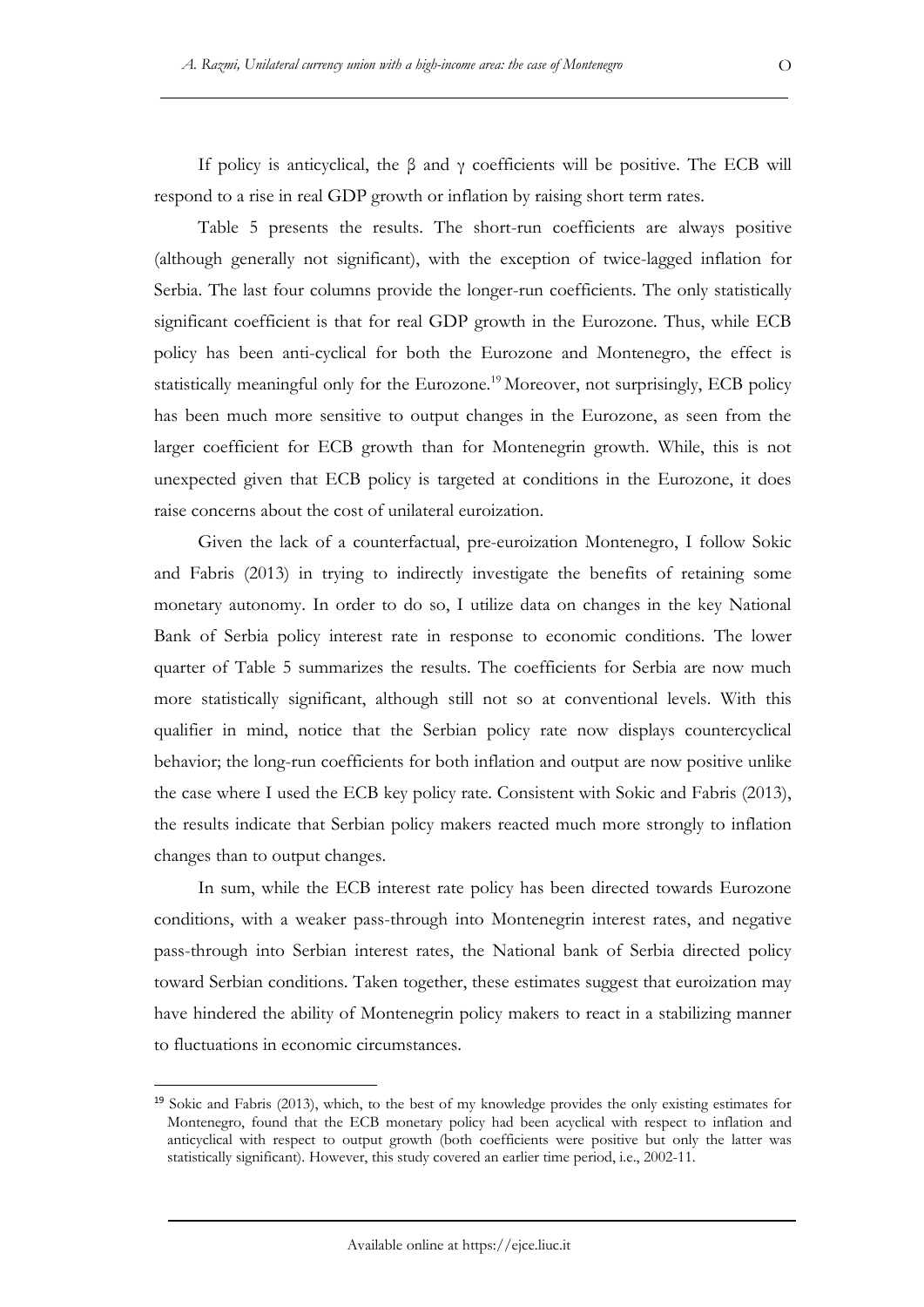If policy is anticyclical, the $\beta$ and $\gamma$ coefficients will be positive. The ECB will respond to a rise in real GDP growth or inflation by raising short term rates.

Table 5 presents the results. The short-run coefficients are always positive (although generally not significant), with the exception of twice-lagged inflation for Serbia. The last four columns provide the longer-run coefficients. The only statistically significant coefficient is that for real GDP growth in the Eurozone. Thus, while ECB policy has been anti-cyclical for both the Eurozone and Montenegro, the effect is statistically meaningful only for the Eurozone.[19] Moreover, not surprisingly, ECB policy has been much more sensitive to output changes in the Eurozone, as seen from the larger coefficient for ECB growth than for Montenegrin growth. While, this is not unexpected given that ECB policy is targeted at conditions in the Eurozone, it does raise concerns about the cost of unilateral euroization.

Given the lack of a counterfactual, pre-euroization Montenegro, I follow Sokic and Fabris (2013) in trying to indirectly investigate the benefits of retaining some monetary autonomy. In order to do so, I utilize data on changes in the key National Bank of Serbia policy interest rate in response to economic conditions. The lower quarter of Table 5 summarizes the results. The coefficients for Serbia are now much more statistically significant, although still not so at conventional levels. With this qualifier in mind, notice that the Serbian policy rate now displays countercyclical behavior; the long-run coefficients for both inflation and output are now positive unlike the case where I used the ECB key policy rate. Consistent with Sokic and Fabris (2013), the results indicate that Serbian policy makers reacted much more strongly to inflation changes than to output changes.

In sum, while the ECB interest rate policy has been directed towards Eurozone conditions, with a weaker pass-through into Montenegrin interest rates, and negative pass-through into Serbian interest rates, the National bank of Serbia directed policy toward Serbian conditions. Taken together, these estimates suggest that euroization may have hindered the ability of Montenegrin policy makers to react in a stabilizing manner to fluctuations in economic circumstances.

---

[19] Sokic and Fabris (2013), which, to the best of my knowledge provides the only existing estimates for Montenegro, found that the ECB monetary policy had been acyclical with respect to inflation and anticyclical with respect to output growth (both coefficients were positive but only the latter was statistically significant). However, this study covered an earlier time period, i.e., 2002-11.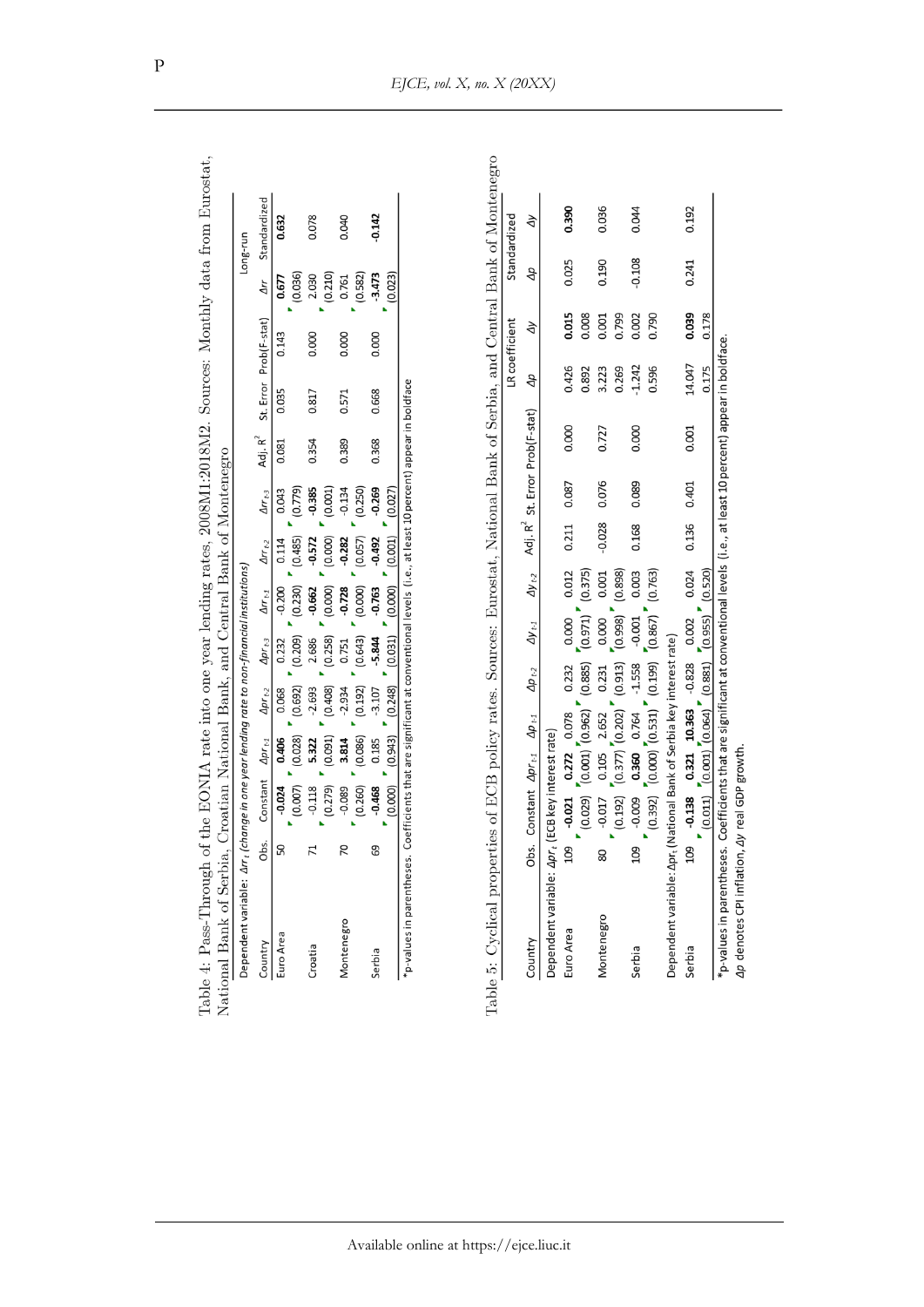Table 4: Pass-Through of the EONIA rate into one year lending rates, 2008M1:2018M2. Sources: Monthly data from Eurostat, National Bank of Serbia, Croatian National Bank, and Central Bank of Montenegro

Dependent variable: $\Delta rr_t$ (change in one year lending rate to non-financial institutions)

| Country | Obs. | Constant | $\Delta pr_{t-1}$ | $\Delta pr_{t-2}$ | $\Delta pr_{t-3}$ | $\Delta rr_{t-1}$ | $\Delta rr_{t-2}$ | $\Delta rr_{t-3}$ | Adj. $R^2$ | St. Error | Prob(F-stat) | Long-run $\Delta rr$ | Long-run Standardized |
|---|---|---|---|---|---|---|---|---|---|---|---|---|---|
| Euro Area | 50 | **-0.024** | **0.406** | 0.068 | 0.232 | -0.200 | 0.114 | 0.043 | 0.081 | 0.035 | 0.143 | **0.677** | **0.632** |
| | | (0.007) | (0.028) | (0.692) | (0.209) | (0.230) | (0.485) | (0.779) | | | | (0.036) | |
| Croatia | 71 | -0.118 | **5.322** | -2.693 | 2.686 | **-0.662** | **-0.572** | **-0.385** | 0.354 | 0.817 | 0.000 | 2.030 | 0.078 |
| | | (0.279) | (0.091) | (0.408) | (0.258) | (0.000) | (0.000) | (0.001) | | | | (0.210) | |
| Montenegro | 70 | -0.089 | **3.814** | -2.934 | 0.751 | **-0.728** | **-0.282** | -0.134 | 0.389 | 0.571 | 0.000 | 0.761 | 0.040 |
| | | (0.260) | (0.086) | (0.192) | (0.643) | (0.000) | (0.057) | (0.250) | | | | (0.582) | |
| Serbia | 69 | **-0.468** | 0.185 | -3.107 | **-5.844** | **-0.763** | **-0.492** | **-0.269** | 0.368 | 0.668 | 0.000 | **-3.473** | **-0.142** |
| | | (0.000) | (0.943) | (0.248) | (0.031) | (0.000) | (0.001) | (0.027) | | | | (0.023) | |

*p-values in parentheses. Coefficients that are significant at conventional levels (i.e., at least 10 percent) appear in boldface

Table 5: Cyclical properties of ECB policy rates. Sources: Eurostat, National Bank of Serbia, and Central Bank of Montenegro

| Country | Obs. | Constant | $\Delta pr_{t-1}$ | $\Delta p_{t-1}$ | $\Delta p_{t-2}$ | $\Delta y_{t-1}$ | $\Delta y_{t-2}$ | Adj. $R^2$ | St. Error | Prob(F-stat) | LR coefficient $\Delta p$ | LR coefficient $\Delta y$ | Standardized $\Delta p$ | Standardized $\Delta y$ |
|---|---|---|---|---|---|---|---|---|---|---|---|---|---|---|
| Dependent variable: $\Delta pr_t$ (ECB key interest rate) | | | | | | | | | | | | | | |
| Euro Area | 109 | **-0.021** | **0.272** | 0.078 | 0.232 | 0.000 | 0.012 | 0.211 | 0.087 | 0.000 | 0.426 | **0.015** | 0.025 | **0.390** |
| | | (0.029) | (0.001) | (0.962) | (0.885) | (0.971) | (0.375) | | | | 0.892 | 0.008 | | |
| Montenegro | 80 | -0.017 | 0.105 | 2.652 | 0.231 | 0.000 | 0.001 | -0.028 | 0.076 | 0.727 | 3.223 | 0.001 | 0.190 | 0.036 |
| | | (0.192) | (0.377) | (0.202) | (0.913) | (0.998) | (0.898) | | | | 0.269 | 0.799 | | |
| Serbia | 109 | -0.009 | **0.360** | 0.764 | -1.558 | -0.001 | 0.003 | 0.168 | 0.089 | 0.000 | -1.242 | 0.002 | -0.108 | 0.044 |
| | | (0.392) | (0.000) | (0.531) | (0.199) | (0.867) | (0.763) | | | | 0.596 | 0.790 | | |
| Dependent variable: $\Delta pr_t$ (National Bank of Serbia key interest rate) | | | | | | | | | | | | | | |
| Serbia | 109 | **-0.138** | **0.321** | **10.363** | -0.828 | 0.002 | 0.024 | 0.136 | 0.401 | 0.001 | 14.047 | **0.039** | 0.241 | 0.192 |
| | | (0.011) | (0.001) | (0.064) | (0.881) | (0.955) | (0.520) | | | | 0.175 | 0.178 | | |

*p-values in parentheses. Coefficients that are significant at conventional levels (i.e., at least 10 percent) appear in boldface.
$\Delta p$ denotes CPI inflation, $\Delta y$ real GDP growth.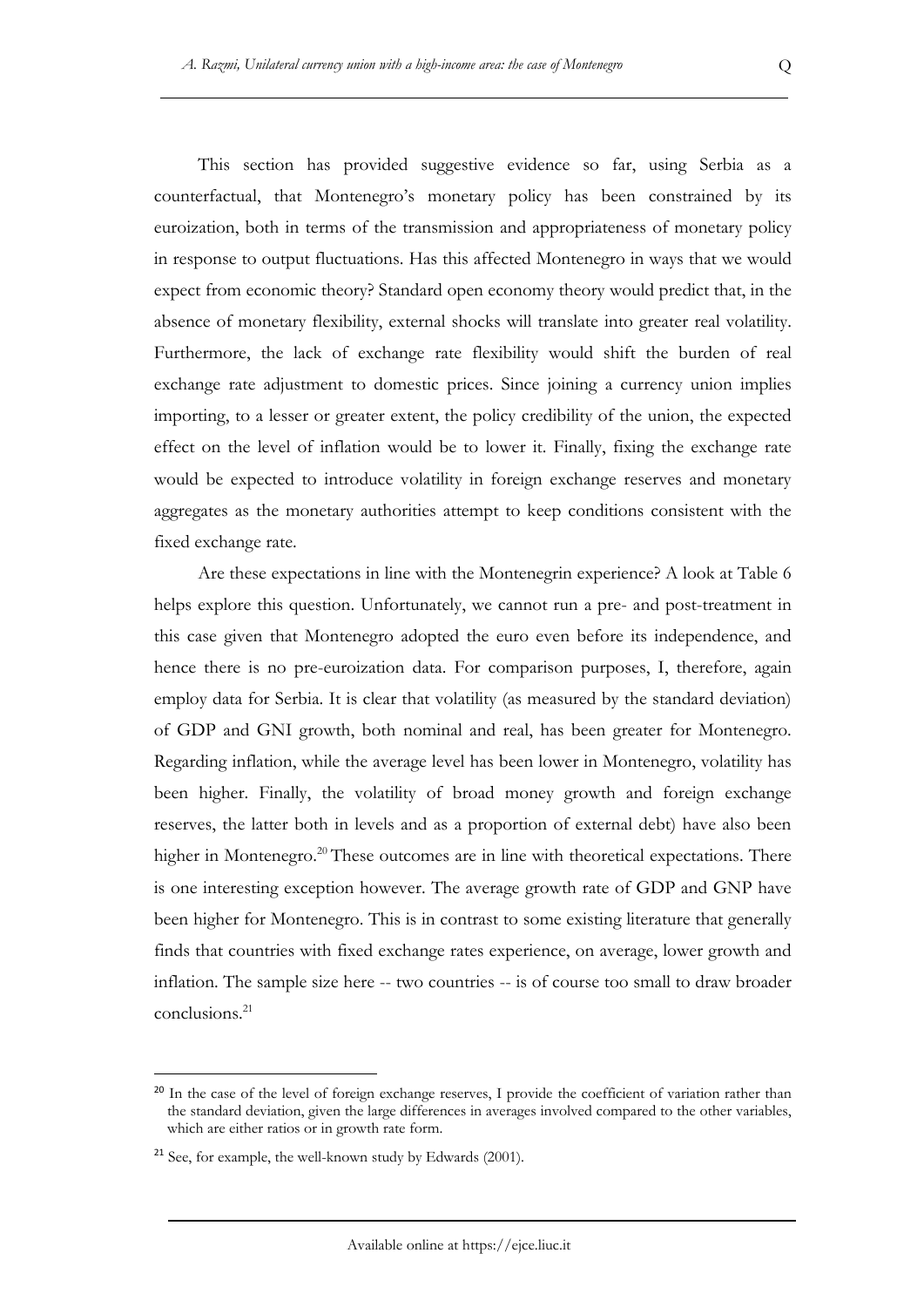This section has provided suggestive evidence so far, using Serbia as a counterfactual, that Montenegro's monetary policy has been constrained by its euroization, both in terms of the transmission and appropriateness of monetary policy in response to output fluctuations. Has this affected Montenegro in ways that we would expect from economic theory? Standard open economy theory would predict that, in the absence of monetary flexibility, external shocks will translate into greater real volatility. Furthermore, the lack of exchange rate flexibility would shift the burden of real exchange rate adjustment to domestic prices. Since joining a currency union implies importing, to a lesser or greater extent, the policy credibility of the union, the expected effect on the level of inflation would be to lower it. Finally, fixing the exchange rate would be expected to introduce volatility in foreign exchange reserves and monetary aggregates as the monetary authorities attempt to keep conditions consistent with the fixed exchange rate.

Are these expectations in line with the Montenegrin experience? A look at Table 6 helps explore this question. Unfortunately, we cannot run a pre- and post-treatment in this case given that Montenegro adopted the euro even before its independence, and hence there is no pre-euroization data. For comparison purposes, I, therefore, again employ data for Serbia. It is clear that volatility (as measured by the standard deviation) of GDP and GNI growth, both nominal and real, has been greater for Montenegro. Regarding inflation, while the average level has been lower in Montenegro, volatility has been higher. Finally, the volatility of broad money growth and foreign exchange reserves, the latter both in levels and as a proportion of external debt) have also been higher in Montenegro.[20] These outcomes are in line with theoretical expectations. There is one interesting exception however. The average growth rate of GDP and GNP have been higher for Montenegro. This is in contrast to some existing literature that generally finds that countries with fixed exchange rates experience, on average, lower growth and inflation. The sample size here -- two countries -- is of course too small to draw broader conclusions.[21]

[20] In the case of the level of foreign exchange reserves, I provide the coefficient of variation rather than the standard deviation, given the large differences in averages involved compared to the other variables, which are either ratios or in growth rate form.

[21] See, for example, the well-known study by Edwards (2001).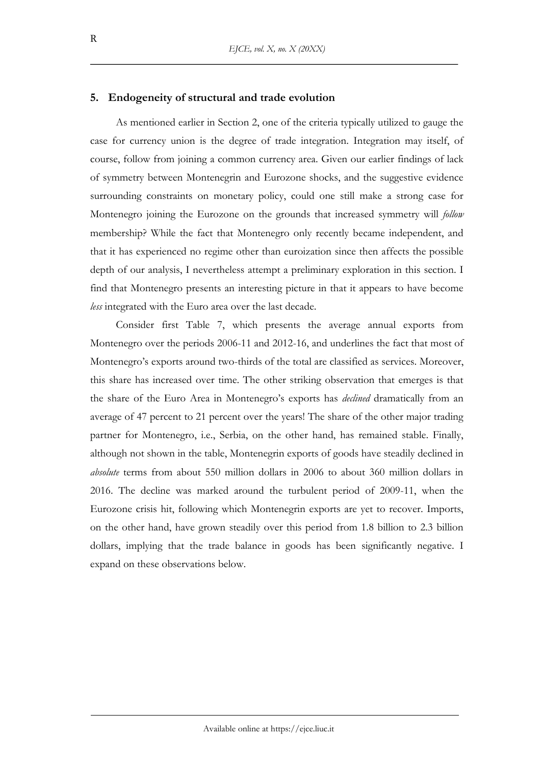## 5. Endogeneity of structural and trade evolution

As mentioned earlier in Section 2, one of the criteria typically utilized to gauge the case for currency union is the degree of trade integration. Integration may itself, of course, follow from joining a common currency area. Given our earlier findings of lack of symmetry between Montenegrin and Eurozone shocks, and the suggestive evidence surrounding constraints on monetary policy, could one still make a strong case for Montenegro joining the Eurozone on the grounds that increased symmetry will *follow* membership? While the fact that Montenegro only recently became independent, and that it has experienced no regime other than euroization since then affects the possible depth of our analysis, I nevertheless attempt a preliminary exploration in this section. I find that Montenegro presents an interesting picture in that it appears to have become *less* integrated with the Euro area over the last decade.

Consider first Table 7, which presents the average annual exports from Montenegro over the periods 2006-11 and 2012-16, and underlines the fact that most of Montenegro's exports around two-thirds of the total are classified as services. Moreover, this share has increased over time. The other striking observation that emerges is that the share of the Euro Area in Montenegro's exports has *declined* dramatically from an average of 47 percent to 21 percent over the years! The share of the other major trading partner for Montenegro, i.e., Serbia, on the other hand, has remained stable. Finally, although not shown in the table, Montenegrin exports of goods have steadily declined in *absolute* terms from about 550 million dollars in 2006 to about 360 million dollars in 2016. The decline was marked around the turbulent period of 2009-11, when the Eurozone crisis hit, following which Montenegrin exports are yet to recover. Imports, on the other hand, have grown steadily over this period from 1.8 billion to 2.3 billion dollars, implying that the trade balance in goods has been significantly negative. I expand on these observations below.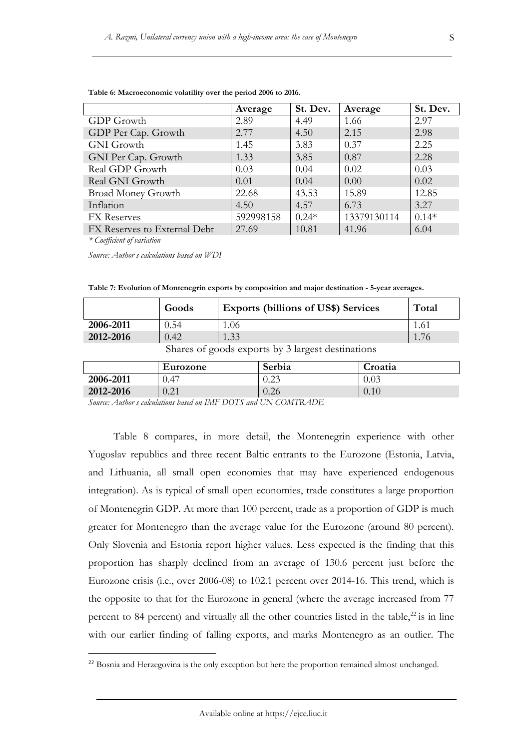**Table 6: Macroeconomic volatility over the period 2006 to 2016.**

| | Average | St. Dev. | Average | St. Dev. |
|---|---|---|---|---|
| GDP Growth | 2.89 | 4.49 | 1.66 | 2.97 |
| GDP Per Cap. Growth | 2.77 | 4.50 | 2.15 | 2.98 |
| GNI Growth | 1.45 | 3.83 | 0.37 | 2.25 |
| GNI Per Cap. Growth | 1.33 | 3.85 | 0.87 | 2.28 |
| Real GDP Growth | 0.03 | 0.04 | 0.02 | 0.03 |
| Real GNI Growth | 0.01 | 0.04 | 0.00 | 0.02 |
| Broad Money Growth | 22.68 | 43.53 | 15.89 | 12.85 |
| Inflation | 4.50 | 4.57 | 6.73 | 3.27 |
| FX Reserves | 592998158 | 0.24* | 13379130114 | 0.14* |
| FX Reserves to External Debt | 27.69 | 10.81 | 41.96 | 6.04 |

*\* Coefficient of variation*

*Source: Author s calculations based on WDI*

**Table 7: Evolution of Montenegrin exports by composition and major destination - 5-year averages.**

| | Goods | Exports (billions of US$) Services | Total |
|---|---|---|---|
| **2006-2011** | 0.54 | 1.06 | 1.61 |
| **2012-2016** | 0.42 | 1.33 | 1.76 |

Shares of goods exports by 3 largest destinations

| | Eurozone | Serbia | Croatia |
|---|---|---|---|
| **2006-2011** | 0.47 | 0.23 | 0.03 |
| **2012-2016** | 0.21 | 0.26 | 0.10 |

*Source: Author s calculations based on IMF DOTS and UN COMTRADE*

Table 8 compares, in more detail, the Montenegrin experience with other Yugoslav republics and three recent Baltic entrants to the Eurozone (Estonia, Latvia, and Lithuania, all small open economies that may have experienced endogenous integration). As is typical of small open economies, trade constitutes a large proportion of Montenegrin GDP. At more than 100 percent, trade as a proportion of GDP is much greater for Montenegro than the average value for the Eurozone (around 80 percent). Only Slovenia and Estonia report higher values. Less expected is the finding that this proportion has sharply declined from an average of 130.6 percent just before the Eurozone crisis (i.e., over 2006-08) to 102.1 percent over 2014-16. This trend, which is the opposite to that for the Eurozone in general (where the average increased from 77 percent to 84 percent) and virtually all the other countries listed in the table,[22] is in line with our earlier finding of falling exports, and marks Montenegro as an outlier. The

[22] Bosnia and Herzegovina is the only exception but here the proportion remained almost unchanged.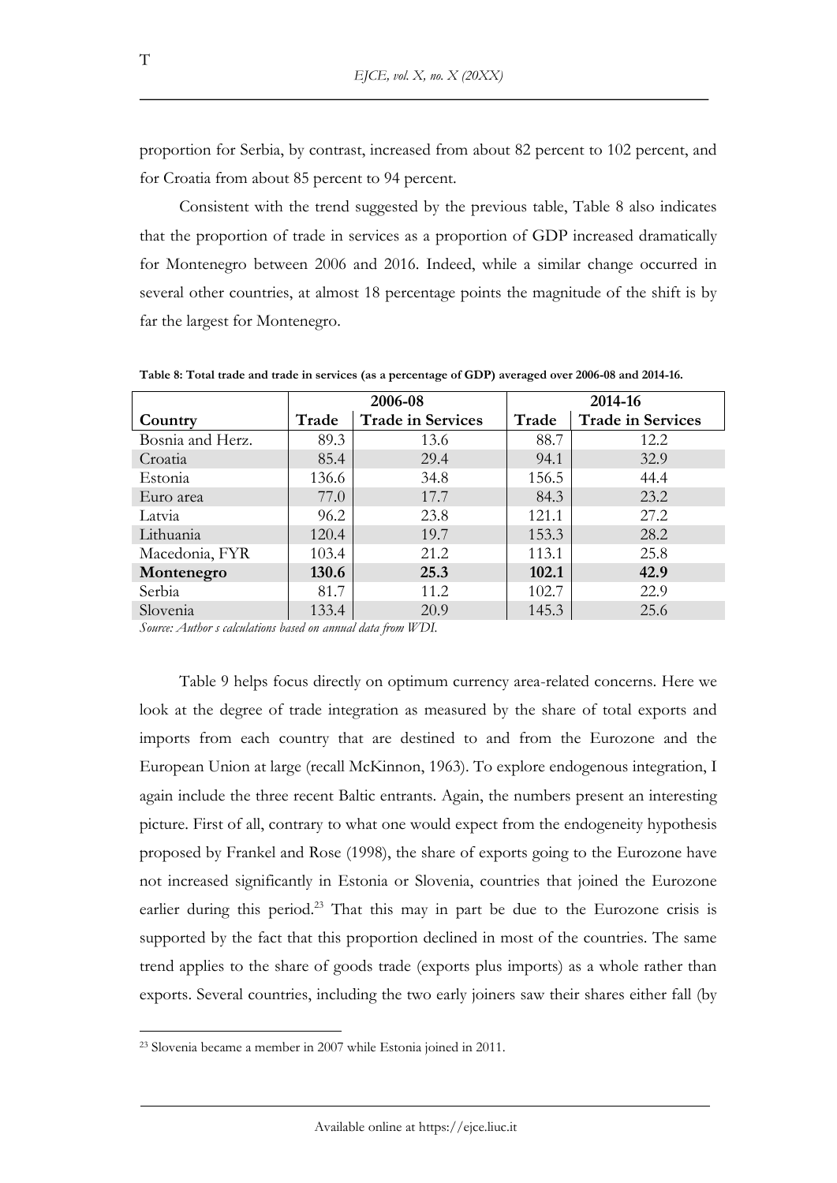proportion for Serbia, by contrast, increased from about 82 percent to 102 percent, and for Croatia from about 85 percent to 94 percent.

Consistent with the trend suggested by the previous table, Table 8 also indicates that the proportion of trade in services as a proportion of GDP increased dramatically for Montenegro between 2006 and 2016. Indeed, while a similar change occurred in several other countries, at almost 18 percentage points the magnitude of the shift is by far the largest for Montenegro.

**Table 8: Total trade and trade in services (as a percentage of GDP) averaged over 2006-08 and 2014-16.**

| | 2006-08 | | 2014-16 | |
|---|---|---|---|---|
| **Country** | **Trade** | **Trade in Services** | **Trade** | **Trade in Services** |
| Bosnia and Herz. | 89.3 | 13.6 | 88.7 | 12.2 |
| Croatia | 85.4 | 29.4 | 94.1 | 32.9 |
| Estonia | 136.6 | 34.8 | 156.5 | 44.4 |
| Euro area | 77.0 | 17.7 | 84.3 | 23.2 |
| Latvia | 96.2 | 23.8 | 121.1 | 27.2 |
| Lithuania | 120.4 | 19.7 | 153.3 | 28.2 |
| Macedonia, FYR | 103.4 | 21.2 | 113.1 | 25.8 |
| **Montenegro** | **130.6** | **25.3** | **102.1** | **42.9** |
| Serbia | 81.7 | 11.2 | 102.7 | 22.9 |
| Slovenia | 133.4 | 20.9 | 145.3 | 25.6 |

*Source: Author s calculations based on annual data from WDI.*

Table 9 helps focus directly on optimum currency area-related concerns. Here we look at the degree of trade integration as measured by the share of total exports and imports from each country that are destined to and from the Eurozone and the European Union at large (recall McKinnon, 1963). To explore endogenous integration, I again include the three recent Baltic entrants. Again, the numbers present an interesting picture. First of all, contrary to what one would expect from the endogeneity hypothesis proposed by Frankel and Rose (1998), the share of exports going to the Eurozone have not increased significantly in Estonia or Slovenia, countries that joined the Eurozone earlier during this period.[23] That this may in part be due to the Eurozone crisis is supported by the fact that this proportion declined in most of the countries. The same trend applies to the share of goods trade (exports plus imports) as a whole rather than exports. Several countries, including the two early joiners saw their shares either fall (by

[23] Slovenia became a member in 2007 while Estonia joined in 2011.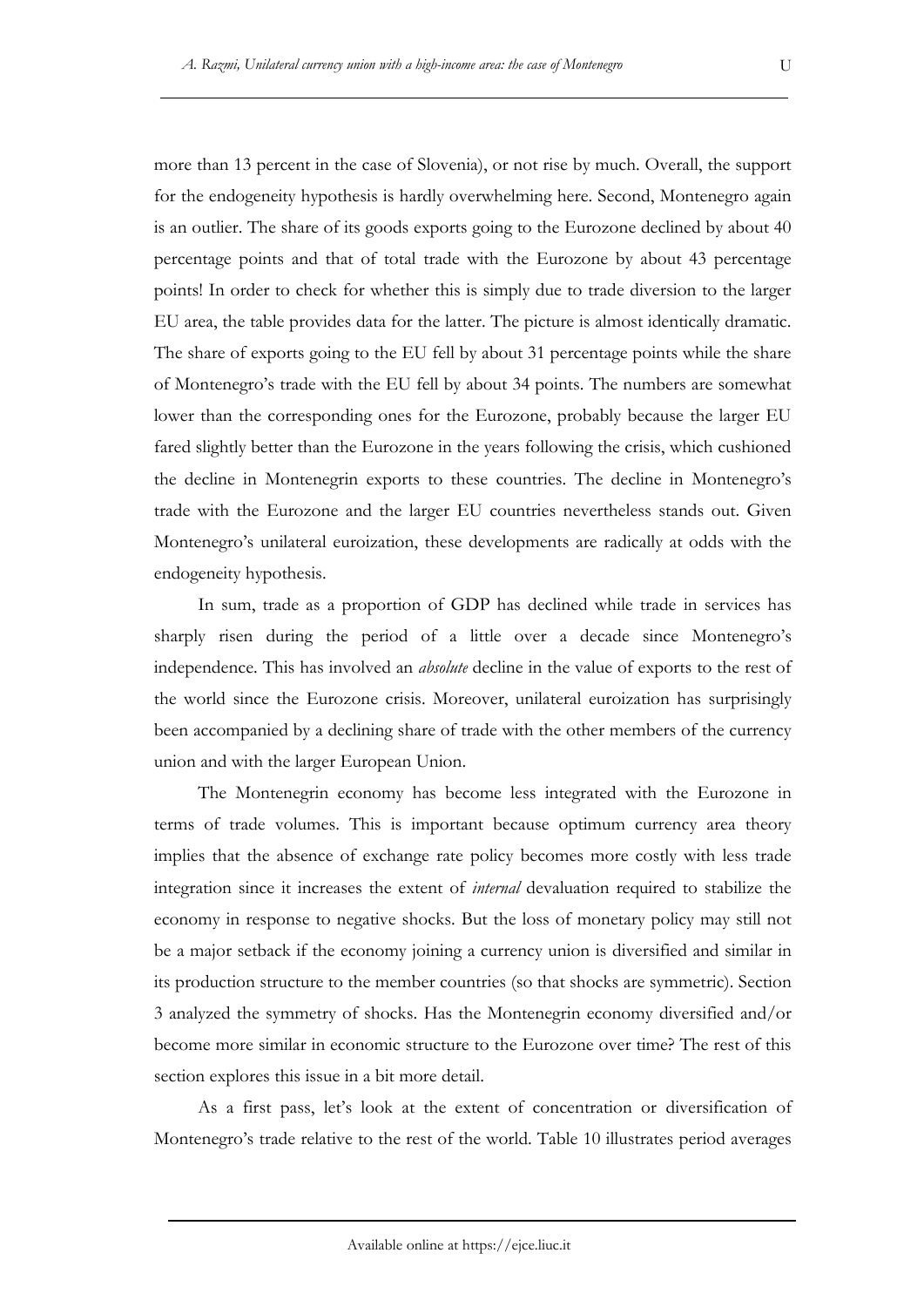more than 13 percent in the case of Slovenia), or not rise by much. Overall, the support for the endogeneity hypothesis is hardly overwhelming here. Second, Montenegro again is an outlier. The share of its goods exports going to the Eurozone declined by about 40 percentage points and that of total trade with the Eurozone by about 43 percentage points! In order to check for whether this is simply due to trade diversion to the larger EU area, the table provides data for the latter. The picture is almost identically dramatic. The share of exports going to the EU fell by about 31 percentage points while the share of Montenegro's trade with the EU fell by about 34 points. The numbers are somewhat lower than the corresponding ones for the Eurozone, probably because the larger EU fared slightly better than the Eurozone in the years following the crisis, which cushioned the decline in Montenegrin exports to these countries. The decline in Montenegro's trade with the Eurozone and the larger EU countries nevertheless stands out. Given Montenegro's unilateral euroization, these developments are radically at odds with the endogeneity hypothesis.

In sum, trade as a proportion of GDP has declined while trade in services has sharply risen during the period of a little over a decade since Montenegro's independence. This has involved an *absolute* decline in the value of exports to the rest of the world since the Eurozone crisis. Moreover, unilateral euroization has surprisingly been accompanied by a declining share of trade with the other members of the currency union and with the larger European Union.

The Montenegrin economy has become less integrated with the Eurozone in terms of trade volumes. This is important because optimum currency area theory implies that the absence of exchange rate policy becomes more costly with less trade integration since it increases the extent of *internal* devaluation required to stabilize the economy in response to negative shocks. But the loss of monetary policy may still not be a major setback if the economy joining a currency union is diversified and similar in its production structure to the member countries (so that shocks are symmetric). Section 3 analyzed the symmetry of shocks. Has the Montenegrin economy diversified and/or become more similar in economic structure to the Eurozone over time? The rest of this section explores this issue in a bit more detail.

As a first pass, let's look at the extent of concentration or diversification of Montenegro's trade relative to the rest of the world. Table 10 illustrates period averages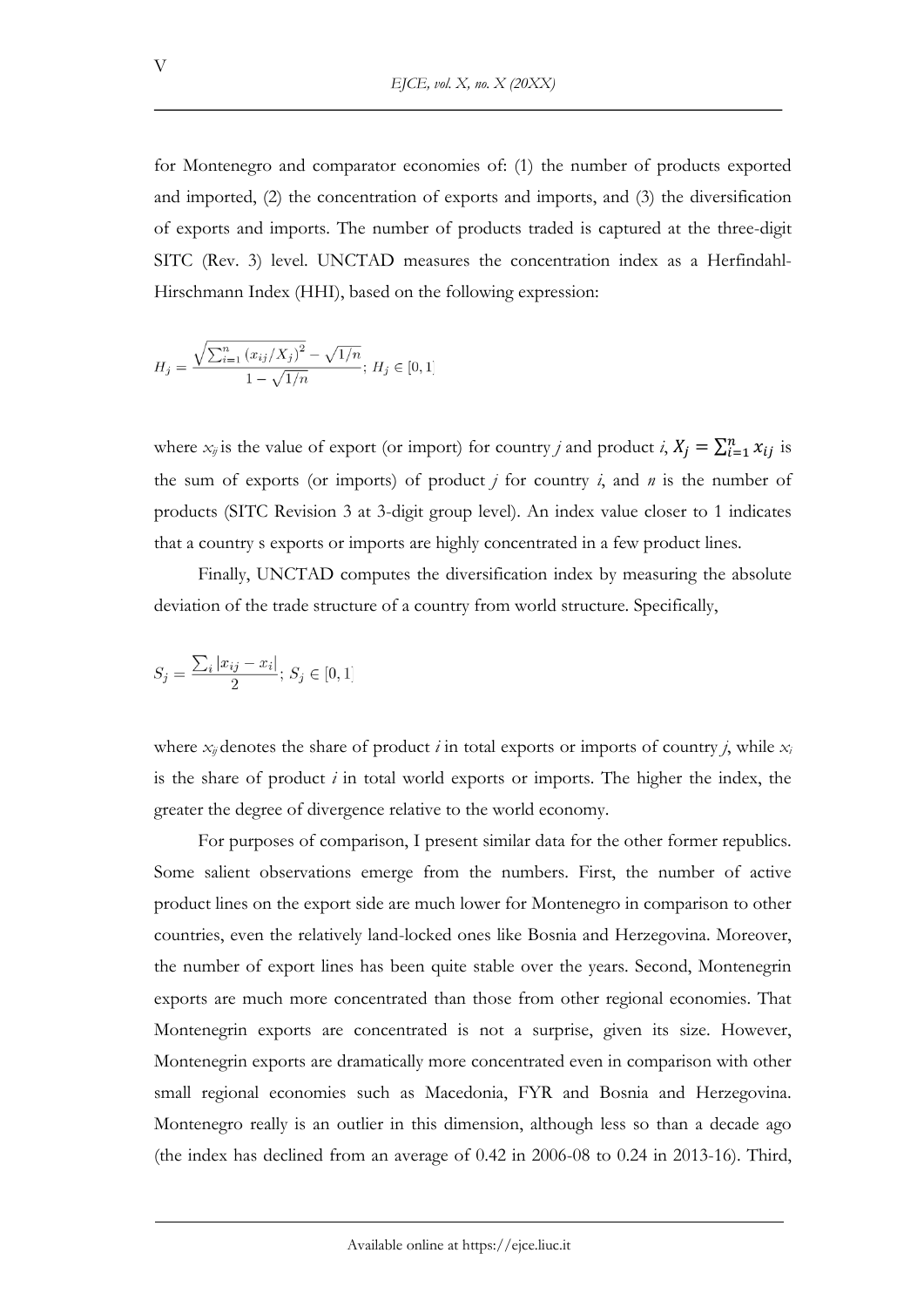for Montenegro and comparator economies of: (1) the number of products exported and imported, (2) the concentration of exports and imports, and (3) the diversification of exports and imports. The number of products traded is captured at the three-digit SITC (Rev. 3) level. UNCTAD measures the concentration index as a Herfindahl-Hirschmann Index (HHI), based on the following expression:

$$H_j = \frac{\sqrt{\sum_{i=1}^{n} (x_{ij}/X_j)^2} - \sqrt{1/n}}{1 - \sqrt{1/n}};\ H_j \in [0, 1]$$

where $x_{ij}$ is the value of export (or import) for country *j* and product *i*, $X_j = \sum_{i=1}^{n} x_{ij}$ is the sum of exports (or imports) of product *j* for country *i*, and *n* is the number of products (SITC Revision 3 at 3-digit group level). An index value closer to 1 indicates that a country s exports or imports are highly concentrated in a few product lines.

Finally, UNCTAD computes the diversification index by measuring the absolute deviation of the trade structure of a country from world structure. Specifically,

$$S_j = \frac{\sum_i |x_{ij} - x_i|}{2};\ S_j \in [0, 1]$$

where $x_{ij}$ denotes the share of product *i* in total exports or imports of country *j*, while $x_i$ is the share of product *i* in total world exports or imports. The higher the index, the greater the degree of divergence relative to the world economy.

For purposes of comparison, I present similar data for the other former republics. Some salient observations emerge from the numbers. First, the number of active product lines on the export side are much lower for Montenegro in comparison to other countries, even the relatively land-locked ones like Bosnia and Herzegovina. Moreover, the number of export lines has been quite stable over the years. Second, Montenegrin exports are much more concentrated than those from other regional economies. That Montenegrin exports are concentrated is not a surprise, given its size. However, Montenegrin exports are dramatically more concentrated even in comparison with other small regional economies such as Macedonia, FYR and Bosnia and Herzegovina. Montenegro really is an outlier in this dimension, although less so than a decade ago (the index has declined from an average of 0.42 in 2006-08 to 0.24 in 2013-16). Third,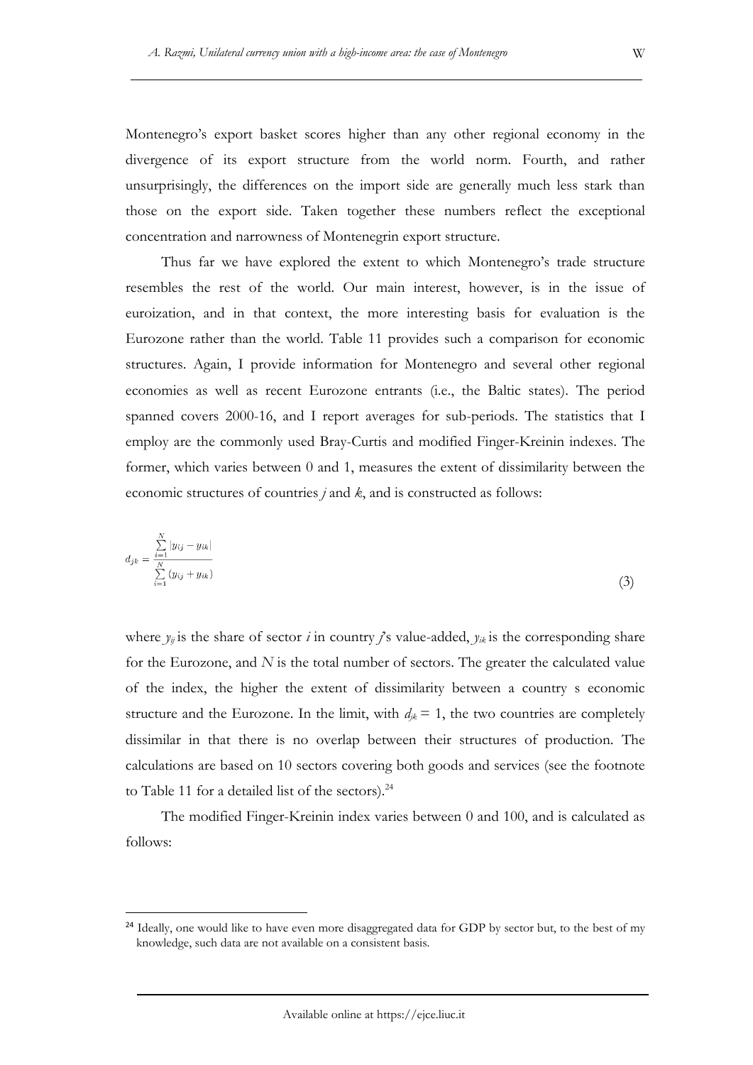Montenegro's export basket scores higher than any other regional economy in the divergence of its export structure from the world norm. Fourth, and rather unsurprisingly, the differences on the import side are generally much less stark than those on the export side. Taken together these numbers reflect the exceptional concentration and narrowness of Montenegrin export structure.

Thus far we have explored the extent to which Montenegro's trade structure resembles the rest of the world. Our main interest, however, is in the issue of euroization, and in that context, the more interesting basis for evaluation is the Eurozone rather than the world. Table 11 provides such a comparison for economic structures. Again, I provide information for Montenegro and several other regional economies as well as recent Eurozone entrants (i.e., the Baltic states). The period spanned covers 2000-16, and I report averages for sub-periods. The statistics that I employ are the commonly used Bray-Curtis and modified Finger-Kreinin indexes. The former, which varies between 0 and 1, measures the extent of dissimilarity between the economic structures of countries *j* and *k*, and is constructed as follows:

$$d_{jk} = \frac{\sum_{i=1}^{N} |y_{ij} - y_{ik}|}{\sum_{i=1}^{N} (y_{ij} + y_{ik})} \tag{3}$$

where $y_{ij}$ is the share of sector *i* in country *j*'s value-added, $y_{ik}$ is the corresponding share for the Eurozone, and *N* is the total number of sectors. The greater the calculated value of the index, the higher the extent of dissimilarity between a country s economic structure and the Eurozone. In the limit, with $d_{jk} = 1$, the two countries are completely dissimilar in that there is no overlap between their structures of production. The calculations are based on 10 sectors covering both goods and services (see the footnote to Table 11 for a detailed list of the sectors).[24]

The modified Finger-Kreinin index varies between 0 and 100, and is calculated as follows:

[24] Ideally, one would like to have even more disaggregated data for GDP by sector but, to the best of my knowledge, such data are not available on a consistent basis.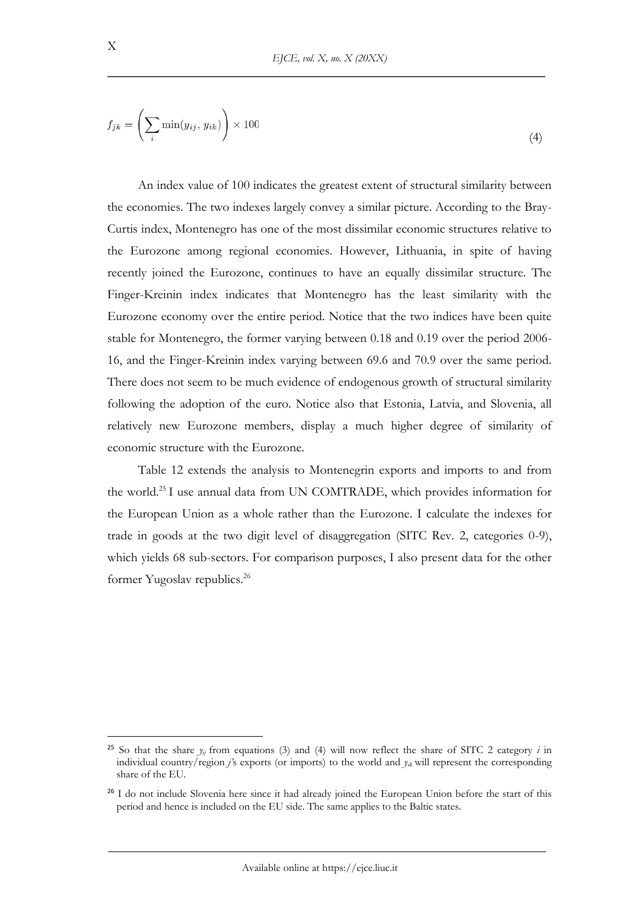$$f_{jk} = \left( \sum_i \min(y_{ij},\, y_{ik}) \right) \times 100 \tag{4}$$

An index value of 100 indicates the greatest extent of structural similarity between the economies. The two indexes largely convey a similar picture. According to the Bray-Curtis index, Montenegro has one of the most dissimilar economic structures relative to the Eurozone among regional economies. However, Lithuania, in spite of having recently joined the Eurozone, continues to have an equally dissimilar structure. The Finger-Kreinin index indicates that Montenegro has the least similarity with the Eurozone economy over the entire period. Notice that the two indices have been quite stable for Montenegro, the former varying between 0.18 and 0.19 over the period 2006-16, and the Finger-Kreinin index varying between 69.6 and 70.9 over the same period. There does not seem to be much evidence of endogenous growth of structural similarity following the adoption of the euro. Notice also that Estonia, Latvia, and Slovenia, all relatively new Eurozone members, display a much higher degree of similarity of economic structure with the Eurozone.

Table 12 extends the analysis to Montenegrin exports and imports to and from the world.[25] I use annual data from UN COMTRADE, which provides information for the European Union as a whole rather than the Eurozone. I calculate the indexes for trade in goods at the two digit level of disaggregation (SITC Rev. 2, categories 0-9), which yields 68 sub-sectors. For comparison purposes, I also present data for the other former Yugoslav republics.[26]

---

[25] So that the share $y_{ij}$ from equations (3) and (4) will now reflect the share of SITC 2 category $i$ in individual country/region $j$'s exports (or imports) to the world and $y_{ik}$ will represent the corresponding share of the EU.

[26] I do not include Slovenia here since it had already joined the European Union before the start of this period and hence is included on the EU side. The same applies to the Baltic states.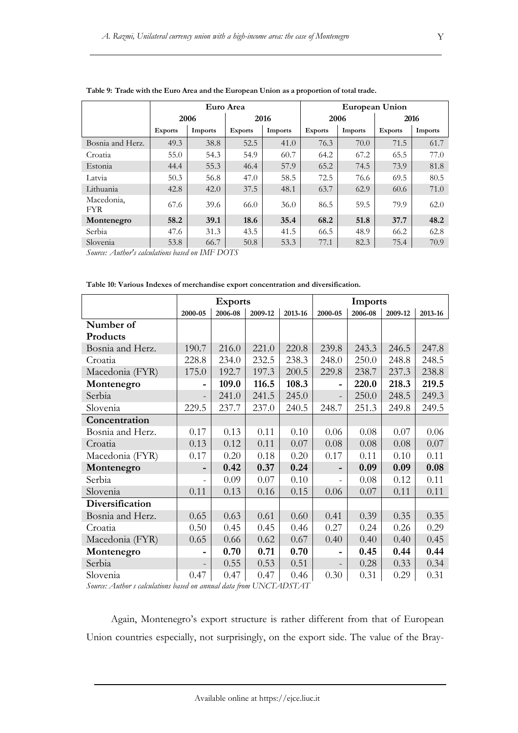**Table 9: Trade with the Euro Area and the European Union as a proportion of total trade.**

| | Euro Area | | | | European Union | | | |
|---|---|---|---|---|---|---|---|---|
| | 2006 | | 2016 | | 2006 | | 2016 | |
| | Exports | Imports | Exports | Imports | Exports | Imports | Exports | Imports |
| Bosnia and Herz. | 49.3 | 38.8 | 52.5 | 41.0 | 76.3 | 70.0 | 71.5 | 61.7 |
| Croatia | 55.0 | 54.3 | 54.9 | 60.7 | 64.2 | 67.2 | 65.5 | 77.0 |
| Estonia | 44.4 | 55.3 | 46.4 | 57.9 | 65.2 | 74.5 | 73.9 | 81.8 |
| Latvia | 50.3 | 56.8 | 47.0 | 58.5 | 72.5 | 76.6 | 69.5 | 80.5 |
| Lithuania | 42.8 | 42.0 | 37.5 | 48.1 | 63.7 | 62.9 | 60.6 | 71.0 |
| Macedonia, FYR | 67.6 | 39.6 | 66.0 | 36.0 | 86.5 | 59.5 | 79.9 | 62.0 |
| **Montenegro** | **58.2** | **39.1** | **18.6** | **35.4** | **68.2** | **51.8** | **37.7** | **48.2** |
| Serbia | 47.6 | 31.3 | 43.5 | 41.5 | 66.5 | 48.9 | 66.2 | 62.8 |
| Slovenia | 53.8 | 66.7 | 50.8 | 53.3 | 77.1 | 82.3 | 75.4 | 70.9 |

*Source: Author's calculations based on IMF DOTS*

**Table 10: Various Indexes of merchandise export concentration and diversification.**

| | Exports | | | | Imports | | | |
|---|---|---|---|---|---|---|---|---|
| | 2000-05 | 2006-08 | 2009-12 | 2013-16 | 2000-05 | 2006-08 | 2009-12 | 2013-16 |
| **Number of Products** | | | | | | | | |
| Bosnia and Herz. | 190.7 | 216.0 | 221.0 | 220.8 | 239.8 | 243.3 | 246.5 | 247.8 |
| Croatia | 228.8 | 234.0 | 232.5 | 238.3 | 248.0 | 250.0 | 248.8 | 248.5 |
| Macedonia (FYR) | 175.0 | 192.7 | 197.3 | 200.5 | 229.8 | 238.7 | 237.3 | 238.8 |
| **Montenegro** | **-** | **109.0** | **116.5** | **108.3** | **-** | **220.0** | **218.3** | **219.5** |
| Serbia | - | 241.0 | 241.5 | 245.0 | - | 250.0 | 248.5 | 249.3 |
| Slovenia | 229.5 | 237.7 | 237.0 | 240.5 | 248.7 | 251.3 | 249.8 | 249.5 |
| **Concentration** | | | | | | | | |
| Bosnia and Herz. | 0.17 | 0.13 | 0.11 | 0.10 | 0.06 | 0.08 | 0.07 | 0.06 |
| Croatia | 0.13 | 0.12 | 0.11 | 0.07 | 0.08 | 0.08 | 0.08 | 0.07 |
| Macedonia (FYR) | 0.17 | 0.20 | 0.18 | 0.20 | 0.17 | 0.11 | 0.10 | 0.11 |
| **Montenegro** | **-** | **0.42** | **0.37** | **0.24** | **-** | **0.09** | **0.09** | **0.08** |
| Serbia | - | 0.09 | 0.07 | 0.10 | - | 0.08 | 0.12 | 0.11 |
| Slovenia | 0.11 | 0.13 | 0.16 | 0.15 | 0.06 | 0.07 | 0.11 | 0.11 |
| **Diversification** | | | | | | | | |
| Bosnia and Herz. | 0.65 | 0.63 | 0.61 | 0.60 | 0.41 | 0.39 | 0.35 | 0.35 |
| Croatia | 0.50 | 0.45 | 0.45 | 0.46 | 0.27 | 0.24 | 0.26 | 0.29 |
| Macedonia (FYR) | 0.65 | 0.66 | 0.62 | 0.67 | 0.40 | 0.40 | 0.40 | 0.45 |
| **Montenegro** | **-** | **0.70** | **0.71** | **0.70** | **-** | **0.45** | **0.44** | **0.44** |
| Serbia | - | 0.55 | 0.53 | 0.51 | - | 0.28 | 0.33 | 0.34 |
| Slovenia | 0.47 | 0.47 | 0.47 | 0.46 | 0.30 | 0.31 | 0.29 | 0.31 |

*Source: Author s calculations based on annual data from UNCTADSTAT*

Again, Montenegro's export structure is rather different from that of European Union countries especially, not surprisingly, on the export side. The value of the Bray-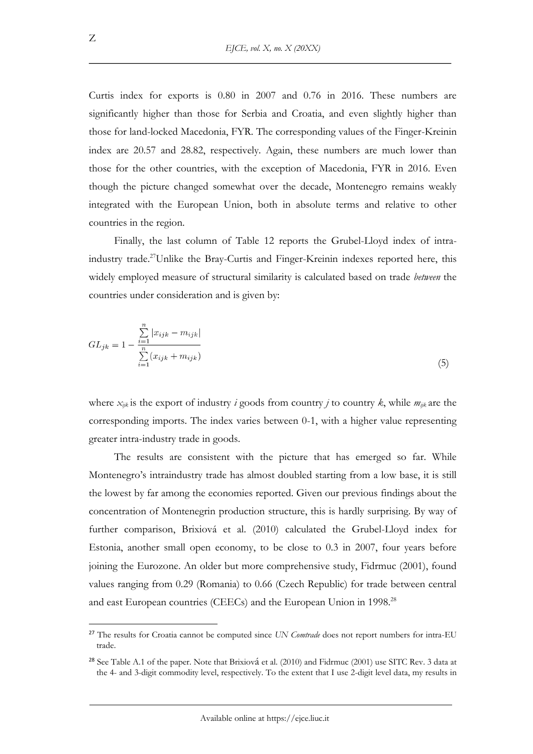Curtis index for exports is 0.80 in 2007 and 0.76 in 2016. These numbers are significantly higher than those for Serbia and Croatia, and even slightly higher than those for land-locked Macedonia, FYR. The corresponding values of the Finger-Kreinin index are 20.57 and 28.82, respectively. Again, these numbers are much lower than those for the other countries, with the exception of Macedonia, FYR in 2016. Even though the picture changed somewhat over the decade, Montenegro remains weakly integrated with the European Union, both in absolute terms and relative to other countries in the region.

Finally, the last column of Table 12 reports the Grubel-Lloyd index of intra-industry trade.[27]Unlike the Bray-Curtis and Finger-Kreinin indexes reported here, this widely employed measure of structural similarity is calculated based on trade *between* the countries under consideration and is given by:

$$GL_{jk} = 1 - \frac{\sum_{i=1}^{n} |x_{ijk} - m_{ijk}|}{\sum_{i=1}^{n} (x_{ijk} + m_{ijk})} \tag{5}$$

where $x_{ijk}$ is the export of industry $i$ goods from country $j$ to country $k$, while $m_{ijk}$ are the corresponding imports. The index varies between 0-1, with a higher value representing greater intra-industry trade in goods.

The results are consistent with the picture that has emerged so far. While Montenegro's intraindustry trade has almost doubled starting from a low base, it is still the lowest by far among the economies reported. Given our previous findings about the concentration of Montenegrin production structure, this is hardly surprising. By way of further comparison, Brixiová et al. (2010) calculated the Grubel-Lloyd index for Estonia, another small open economy, to be close to 0.3 in 2007, four years before joining the Eurozone. An older but more comprehensive study, Fidrmuc (2001), found values ranging from 0.29 (Romania) to 0.66 (Czech Republic) for trade between central and east European countries (CEECs) and the European Union in 1998.[28]

---

[27] The results for Croatia cannot be computed since *UN Comtrade* does not report numbers for intra-EU trade.

[28] See Table A.1 of the paper. Note that Brixiová et al. (2010) and Fidrmuc (2001) use SITC Rev. 3 data at the 4- and 3-digit commodity level, respectively. To the extent that I use 2-digit level data, my results in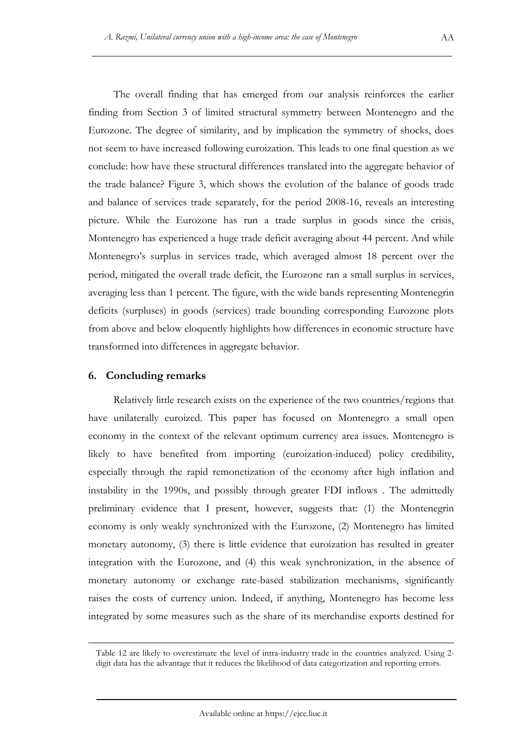The overall finding that has emerged from our analysis reinforces the earlier finding from Section 3 of limited structural symmetry between Montenegro and the Eurozone. The degree of similarity, and by implication the symmetry of shocks, does not seem to have increased following euroization. This leads to one final question as we conclude: how have these structural differences translated into the aggregate behavior of the trade balance? Figure 3, which shows the evolution of the balance of goods trade and balance of services trade separately, for the period 2008-16, reveals an interesting picture. While the Eurozone has run a trade surplus in goods since the crisis, Montenegro has experienced a huge trade deficit averaging about 44 percent. And while Montenegro's surplus in services trade, which averaged almost 18 percent over the period, mitigated the overall trade deficit, the Eurozone ran a small surplus in services, averaging less than 1 percent. The figure, with the wide bands representing Montenegrin deficits (surpluses) in goods (services) trade bounding corresponding Eurozone plots from above and below eloquently highlights how differences in economic structure have transformed into differences in aggregate behavior.

## 6. Concluding remarks

Relatively little research exists on the experience of the two countries/regions that have unilaterally euroized. This paper has focused on Montenegro a small open economy in the context of the relevant optimum currency area issues. Montenegro is likely to have benefited from importing (euroization-induced) policy credibility, especially through the rapid remonetization of the economy after high inflation and instability in the 1990s, and possibly through greater FDI inflows . The admittedly preliminary evidence that I present, however, suggests that: (1) the Montenegrin economy is only weakly synchronized with the Eurozone, (2) Montenegro has limited monetary autonomy, (3) there is little evidence that euroization has resulted in greater integration with the Eurozone, and (4) this weak synchronization, in the absence of monetary autonomy or exchange rate-based stabilization mechanisms, significantly raises the costs of currency union. Indeed, if anything, Montenegro has become less integrated by some measures such as the share of its merchandise exports destined for

---

Table 12 are likely to overestimate the level of intra-industry trade in the countries analyzed. Using 2-digit data has the advantage that it reduces the likelihood of data categorization and reporting errors.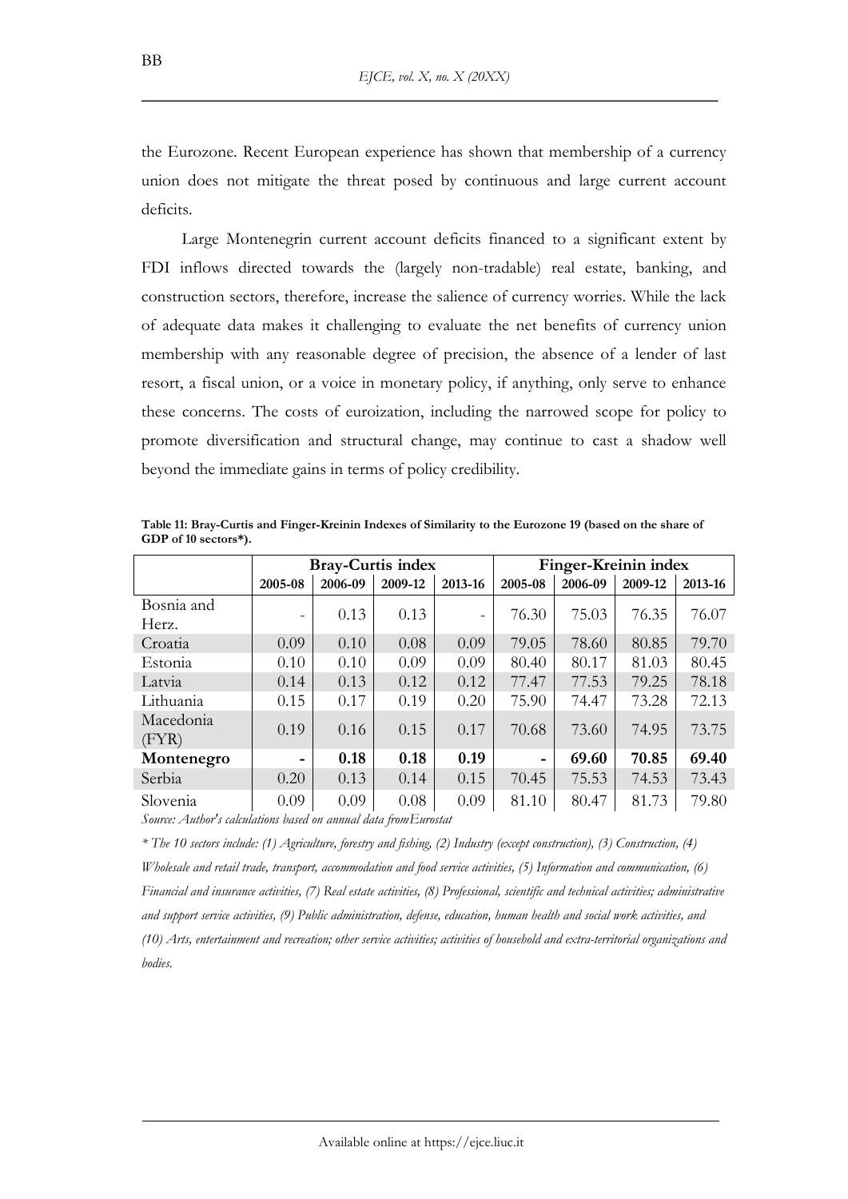the Eurozone. Recent European experience has shown that membership of a currency union does not mitigate the threat posed by continuous and large current account deficits.

Large Montenegrin current account deficits financed to a significant extent by FDI inflows directed towards the (largely non-tradable) real estate, banking, and construction sectors, therefore, increase the salience of currency worries. While the lack of adequate data makes it challenging to evaluate the net benefits of currency union membership with any reasonable degree of precision, the absence of a lender of last resort, a fiscal union, or a voice in monetary policy, if anything, only serve to enhance these concerns. The costs of euroization, including the narrowed scope for policy to promote diversification and structural change, may continue to cast a shadow well beyond the immediate gains in terms of policy credibility.

**Table 11: Bray-Curtis and Finger-Kreinin Indexes of Similarity to the Eurozone 19 (based on the share of GDP of 10 sectors*).**

| | Bray-Curtis index | | | | Finger-Kreinin index | | | |
|---|---|---|---|---|---|---|---|---|
| | 2005-08 | 2006-09 | 2009-12 | 2013-16 | 2005-08 | 2006-09 | 2009-12 | 2013-16 |
| Bosnia and Herz. | - | 0.13 | 0.13 | - | 76.30 | 75.03 | 76.35 | 76.07 |
| Croatia | 0.09 | 0.10 | 0.08 | 0.09 | 79.05 | 78.60 | 80.85 | 79.70 |
| Estonia | 0.10 | 0.10 | 0.09 | 0.09 | 80.40 | 80.17 | 81.03 | 80.45 |
| Latvia | 0.14 | 0.13 | 0.12 | 0.12 | 77.47 | 77.53 | 79.25 | 78.18 |
| Lithuania | 0.15 | 0.17 | 0.19 | 0.20 | 75.90 | 74.47 | 73.28 | 72.13 |
| Macedonia (FYR) | 0.19 | 0.16 | 0.15 | 0.17 | 70.68 | 73.60 | 74.95 | 73.75 |
| **Montenegro** | **-** | **0.18** | **0.18** | **0.19** | **-** | **69.60** | **70.85** | **69.40** |
| Serbia | 0.20 | 0.13 | 0.14 | 0.15 | 70.45 | 75.53 | 74.53 | 73.43 |
| Slovenia | 0.09 | 0.09 | 0.08 | 0.09 | 81.10 | 80.47 | 81.73 | 79.80 |

*Source: Author's calculations based on annual data fromEurostat*

*\* The 10 sectors include: (1) Agriculture, forestry and fishing, (2) Industry (except construction), (3) Construction, (4) Wholesale and retail trade, transport, accommodation and food service activities, (5) Information and communication, (6) Financial and insurance activities, (7) Real estate activities, (8) Professional, scientific and technical activities; administrative and support service activities, (9) Public administration, defense, education, human health and social work activities, and (10) Arts, entertainment and recreation; other service activities; activities of household and extra-territorial organizations and bodies.*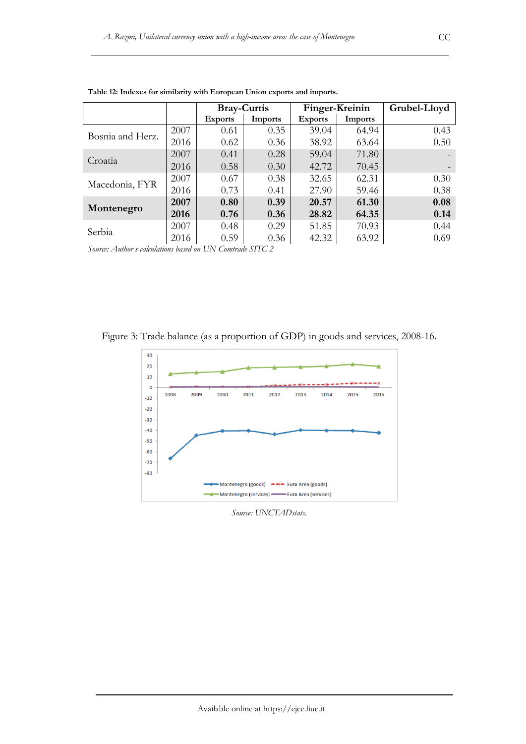**Table 12: Indexes for similarity with European Union exports and imports.**

| | | Bray-Curtis | | Finger-Kreinin | | Grubel-Lloyd |
|---|---|---|---|---|---|---|
| | | Exports | Imports | Exports | Imports | |
| Bosnia and Herz. | 2007 | 0.61 | 0.35 | 39.04 | 64.94 | 0.43 |
| | 2016 | 0.62 | 0.36 | 38.92 | 63.64 | 0.50 |
| Croatia | 2007 | 0.41 | 0.28 | 59.04 | 71.80 | - |
| | 2016 | 0.58 | 0.30 | 42.72 | 70.45 | - |
| Macedonia, FYR | 2007 | 0.67 | 0.38 | 32.65 | 62.31 | 0.30 |
| | 2016 | 0.73 | 0.41 | 27.90 | 59.46 | 0.38 |
| **Montenegro** | **2007** | **0.80** | **0.39** | **20.57** | **61.30** | **0.08** |
| | **2016** | **0.76** | **0.36** | **28.82** | **64.35** | **0.14** |
| Serbia | 2007 | 0.48 | 0.29 | 51.85 | 70.93 | 0.44 |
| | 2016 | 0.59 | 0.36 | 42.32 | 63.92 | 0.69 |

*Source: Author s calculations based on UN Comtrade SITC 2*

Figure 3: Trade balance (as a proportion of GDP) in goods and services, 2008-16.

*Source: UNCTADstats.*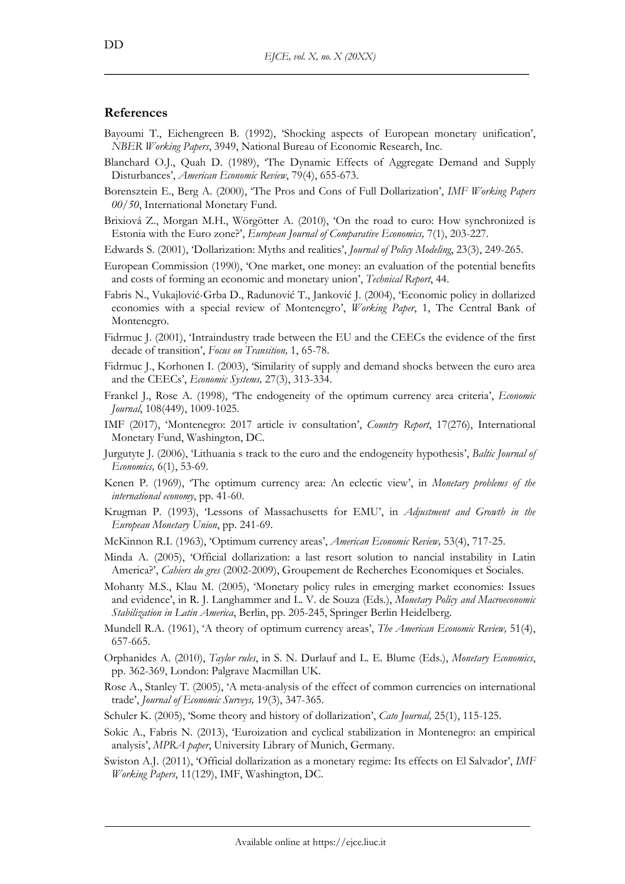## References

Bayoumi T., Eichengreen B. (1992), 'Shocking aspects of European monetary unification', *NBER Working Papers*, 3949, National Bureau of Economic Research, Inc.

Blanchard O.J., Quah D. (1989), 'The Dynamic Effects of Aggregate Demand and Supply Disturbances', *American Economic Review*, 79(4), 655-673.

Borensztein E., Berg A. (2000), 'The Pros and Cons of Full Dollarization', *IMF Working Papers 00/50*, International Monetary Fund.

Brixiová Z., Morgan M.H., Wörgötter A. (2010), 'On the road to euro: How synchronized is Estonia with the Euro zone?', *European Journal of Comparative Economics,* 7(1), 203-227.

Edwards S. (2001), 'Dollarization: Myths and realities', *Journal of Policy Modeling*, 23(3), 249-265.

European Commission (1990), 'One market, one money: an evaluation of the potential benefits and costs of forming an economic and monetary union', *Technical Report*, 44.

Fabris N., Vukajlović-Grba D., Radunović T., Janković J. (2004), 'Economic policy in dollarized economies with a special review of Montenegro', *Working Paper*, 1, The Central Bank of Montenegro.

Fidrmuc J. (2001), 'Intraindustry trade between the EU and the CEECs the evidence of the first decade of transition', *Focus on Transition,* 1, 65-78.

Fidrmuc J., Korhonen I. (2003), 'Similarity of supply and demand shocks between the euro area and the CEECs', *Economic Systems,* 27(3), 313-334.

Frankel J., Rose A. (1998), 'The endogeneity of the optimum currency area criteria', *Economic Journal*, 108(449), 1009-1025.

IMF (2017), 'Montenegro: 2017 article iv consultation', *Country Report*, 17(276), International Monetary Fund, Washington, DC.

Jurgutyte J. (2006), 'Lithuania s track to the euro and the endogeneity hypothesis', *Baltic Journal of Economics,* 6(1), 53-69.

Kenen P. (1969), 'The optimum currency area: An eclectic view', in *Monetary problems of the international economy*, pp. 41-60.

Krugman P. (1993), 'Lessons of Massachusetts for EMU', in *Adjustment and Growth in the European Monetary Union*, pp. 241-69.

McKinnon R.I. (1963), 'Optimum currency areas', *American Economic Review,* 53(4), 717-25.

Minda A. (2005), 'Official dollarization: a last resort solution to nancial instability in Latin America?', *Cahiers du gres* (2002-2009), Groupement de Recherches Economiques et Sociales.

Mohanty M.S., Klau M. (2005), 'Monetary policy rules in emerging market economies: Issues and evidence', in R. J. Langhammer and L. V. de Souza (Eds.), *Monetary Policy and Macroeconomic Stabilization in Latin America*, Berlin, pp. 205-245, Springer Berlin Heidelberg.

Mundell R.A. (1961), 'A theory of optimum currency areas', *The American Economic Review,* 51(4), 657-665.

Orphanides A. (2010), *Taylor rules*, in S. N. Durlauf and L. E. Blume (Eds.), *Monetary Economics*, pp. 362-369, London: Palgrave Macmillan UK.

Rose A., Stanley T. (2005), 'A meta-analysis of the effect of common currencies on international trade', *Journal of Economic Surveys,* 19(3), 347-365.

Schuler K. (2005), 'Some theory and history of dollarization', *Cato Journal,* 25(1), 115-125.

Sokic A., Fabris N. (2013), 'Euroization and cyclical stabilization in Montenegro: an empirical analysis', *MPRA paper*, University Library of Munich, Germany.

Swiston A.J. (2011), 'Official dollarization as a monetary regime: Its effects on El Salvador', *IMF Working Papers*, 11(129), IMF, Washington, DC.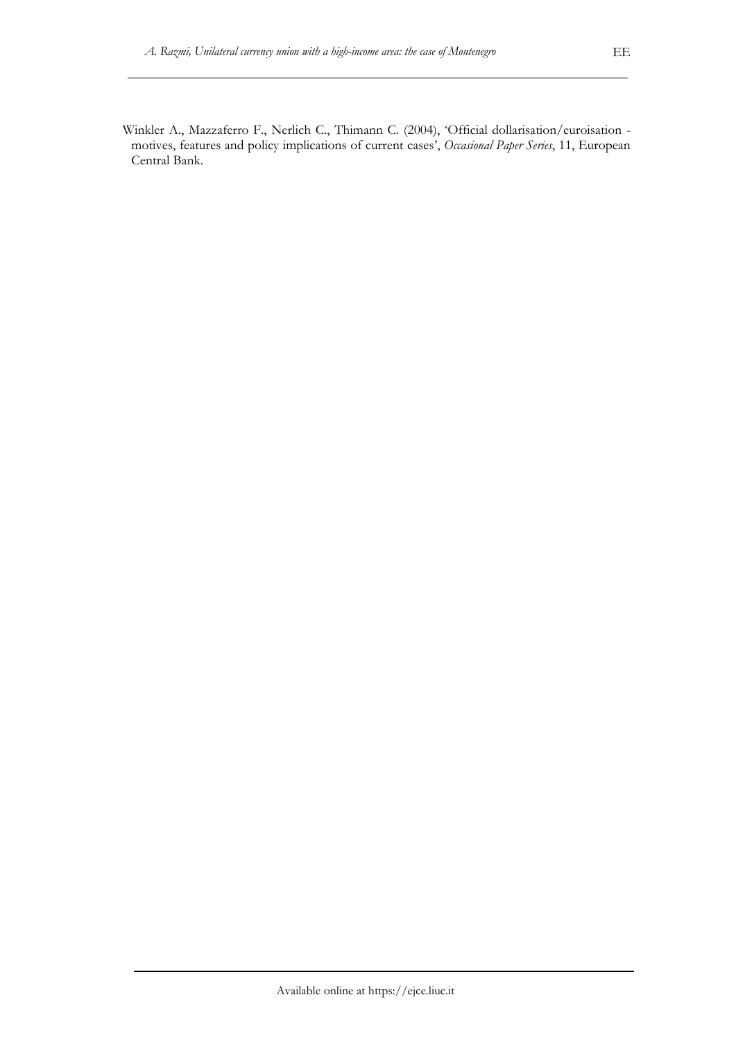Winkler A., Mazzaferro F., Nerlich C., Thimann C. (2004), 'Official dollarisation/euroisation - motives, features and policy implications of current cases', *Occasional Paper Series*, 11, European Central Bank.